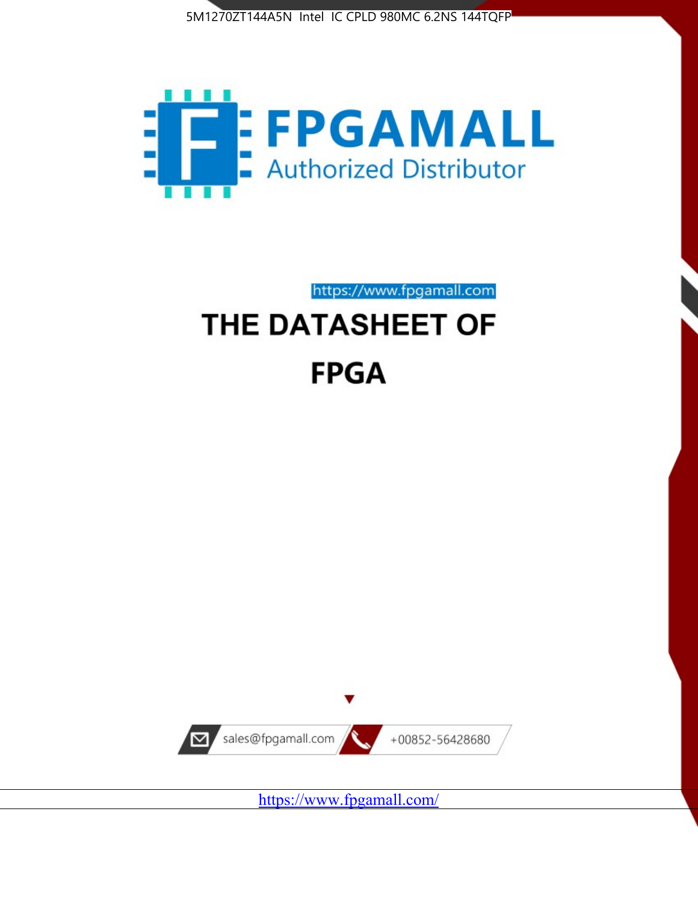5M1270ZT144A5N Intel IC CPLD 980MC 6.2NS 144TQFP

FPGAMALL

Authorized Distributor

https://www.fpgamall.com

# THE DATASHEET OF

# FPGA

sales@fpgamall.com

+00852-56428680

https://www.fpgamall.com/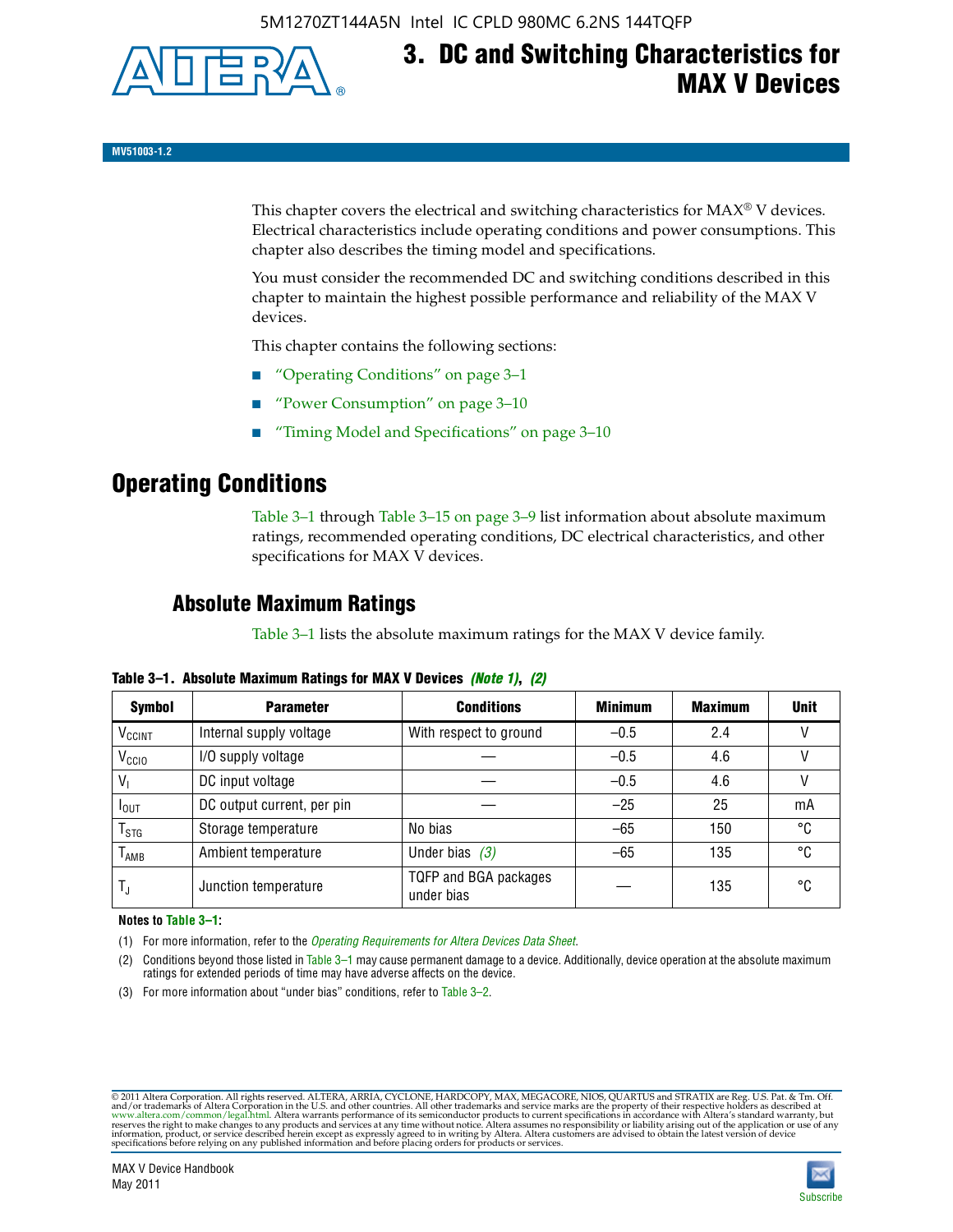# 3. DC and Switching Characteristics for MAX V Devices

**MV51003-1.2**

This chapter covers the electrical and switching characteristics for MAX® V devices. Electrical characteristics include operating conditions and power consumptions. This chapter also describes the timing model and specifications.

You must consider the recommended DC and switching conditions described in this chapter to maintain the highest possible performance and reliability of the MAX V devices.

This chapter contains the following sections:

- "Operating Conditions" on page 3–1
- "Power Consumption" on page 3–10
- "Timing Model and Specifications" on page 3–10

## Operating Conditions

Table 3–1 through Table 3–15 on page 3–9 list information about absolute maximum ratings, recommended operating conditions, DC electrical characteristics, and other specifications for MAX V devices.

### Absolute Maximum Ratings

Table 3–1 lists the absolute maximum ratings for the MAX V device family.

**Table 3–1. Absolute Maximum Ratings for MAX V Devices** *(Note 1)*, *(2)*

| Symbol | Parameter | Conditions | Minimum | Maximum | Unit |
|---|---|---|---|---|---|
| $V_{CCINT}$ | Internal supply voltage | With respect to ground | –0.5 | 2.4 | V |
| $V_{CCIO}$ | I/O supply voltage | — | –0.5 | 4.6 | V |
| $V_I$ | DC input voltage | — | –0.5 | 4.6 | V |
| $I_{OUT}$ | DC output current, per pin | — | –25 | 25 | mA |
| $T_{STG}$ | Storage temperature | No bias | –65 | 150 | °C |
| $T_{AMB}$ | Ambient temperature | Under bias *(3)* | –65 | 135 | °C |
| $T_J$ | Junction temperature | TQFP and BGA packages under bias | — | 135 | °C |

**Notes to Table 3–1:**

(1) For more information, refer to the *Operating Requirements for Altera Devices Data Sheet*.

(2) Conditions beyond those listed in Table 3–1 may cause permanent damage to a device. Additionally, device operation at the absolute maximum ratings for extended periods of time may have adverse effects on the device.

(3) For more information about "under bias" conditions, refer to Table 3–2.

© 2011 Altera Corporation. All rights reserved. ALTERA, ARRIA, CYCLONE, HARDCOPY, MAX, MEGACORE, NIOS, QUARTUS and STRATIX are Reg. U.S. Pat. & Tm. Off. and/or trademarks of Altera Corporation in the U.S. and other countries. All other trademarks and service marks are the property of their respective holders as described at www.altera.com/common/legal.html. Altera warrants performance of its semiconductor products to current specifications in accordance with Altera's standard warranty, but reserves the right to make changes to any products and services at any time without notice. Altera assumes no responsibility or liability arising out of the application or use of any information, product, or service described herein except as expressly agreed to in writing by Altera. Altera customers are advised to obtain the latest version of device specifications before relying on any published information and before placing orders for products or services.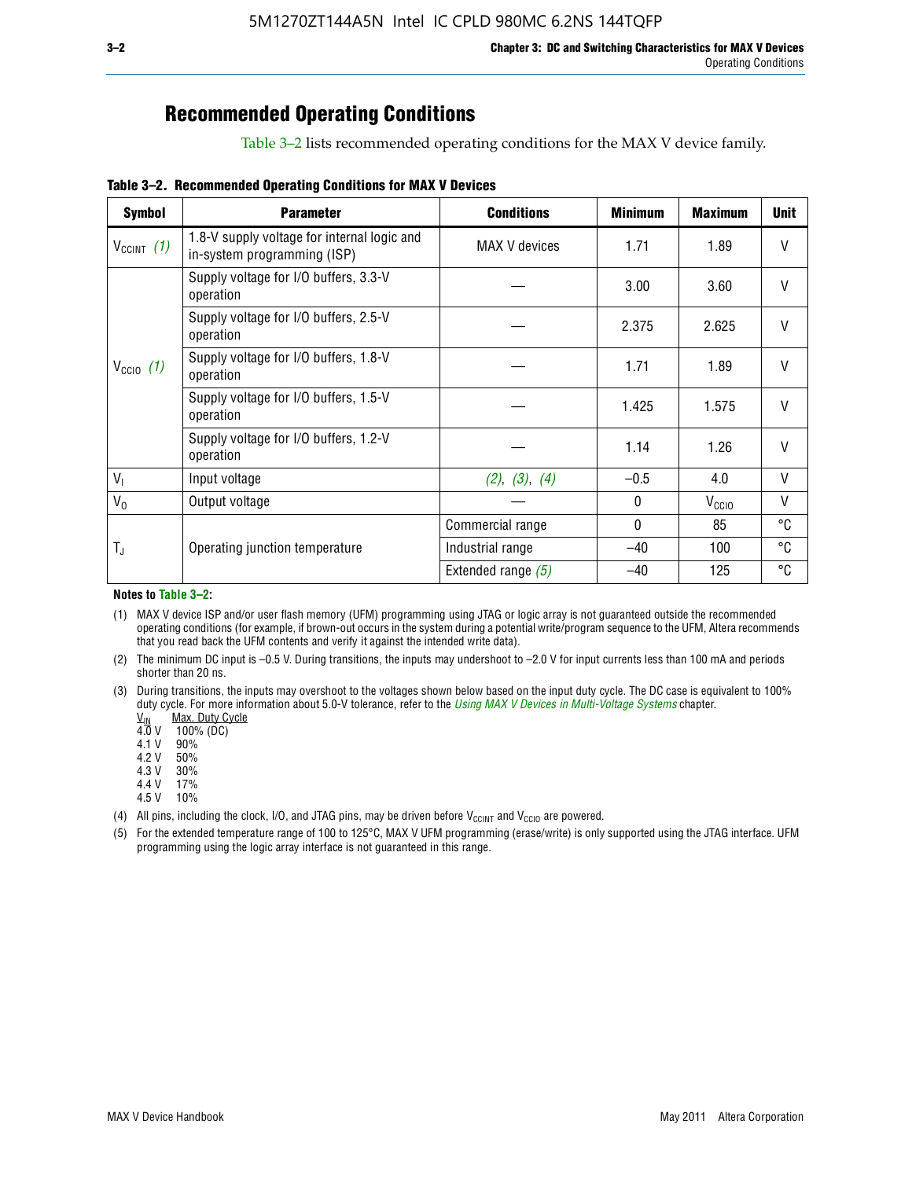## Recommended Operating Conditions

Table 3–2 lists recommended operating conditions for the MAX V device family.

**Table 3–2. Recommended Operating Conditions for MAX V Devices**

| Symbol | Parameter | Conditions | Minimum | Maximum | Unit |
|---|---|---|---|---|---|
| $V_{CCINT}$ *(1)* | 1.8-V supply voltage for internal logic and in-system programming (ISP) | MAX V devices | 1.71 | 1.89 | V |
| $V_{CCIO}$ *(1)* | Supply voltage for I/O buffers, 3.3-V operation | — | 3.00 | 3.60 | V |
| | Supply voltage for I/O buffers, 2.5-V operation | — | 2.375 | 2.625 | V |
| | Supply voltage for I/O buffers, 1.8-V operation | — | 1.71 | 1.89 | V |
| | Supply voltage for I/O buffers, 1.5-V operation | — | 1.425 | 1.575 | V |
| | Supply voltage for I/O buffers, 1.2-V operation | — | 1.14 | 1.26 | V |
| $V_I$ | Input voltage | *(2)*, *(3)*, *(4)* | –0.5 | 4.0 | V |
| $V_O$ | Output voltage | — | 0 | $V_{CCIO}$ | V |
| $T_J$ | Operating junction temperature | Commercial range | 0 | 85 | °C |
| | | Industrial range | –40 | 100 | °C |
| | | Extended range *(5)* | –40 | 125 | °C |

**Notes to Table 3–2:**

(1) MAX V device ISP and/or user flash memory (UFM) programming using JTAG or logic array is not guaranteed outside the recommended operating conditions (for example, if brown-out occurs in the system during a potential write/program sequence to the UFM, Altera recommends that you read back the UFM contents and verify it against the intended write data).

(2) The minimum DC input is –0.5 V. During transitions, the inputs may undershoot to –2.0 V for input currents less than 100 mA and periods shorter than 20 ns.

(3) During transitions, the inputs may overshoot to the voltages shown below based on the input duty cycle. The DC case is equivalent to 100% duty cycle. For more information about 5.0-V tolerance, refer to the *Using MAX V Devices in Multi-Voltage Systems* chapter.

| $V_{IN}$ | Max. Duty Cycle |
|---|---|
| 4.0 V | 100% (DC) |
| 4.1 V | 90% |
| 4.2 V | 50% |
| 4.3 V | 30% |
| 4.4 V | 17% |
| 4.5 V | 10% |

(4) All pins, including the clock, I/O, and JTAG pins, may be driven before $V_{CCINT}$ and $V_{CCIO}$ are powered.

(5) For the extended temperature range of 100 to 125°C, MAX V UFM programming (erase/write) is only supported using the JTAG interface. UFM programming using the logic array interface is not guaranteed in this range.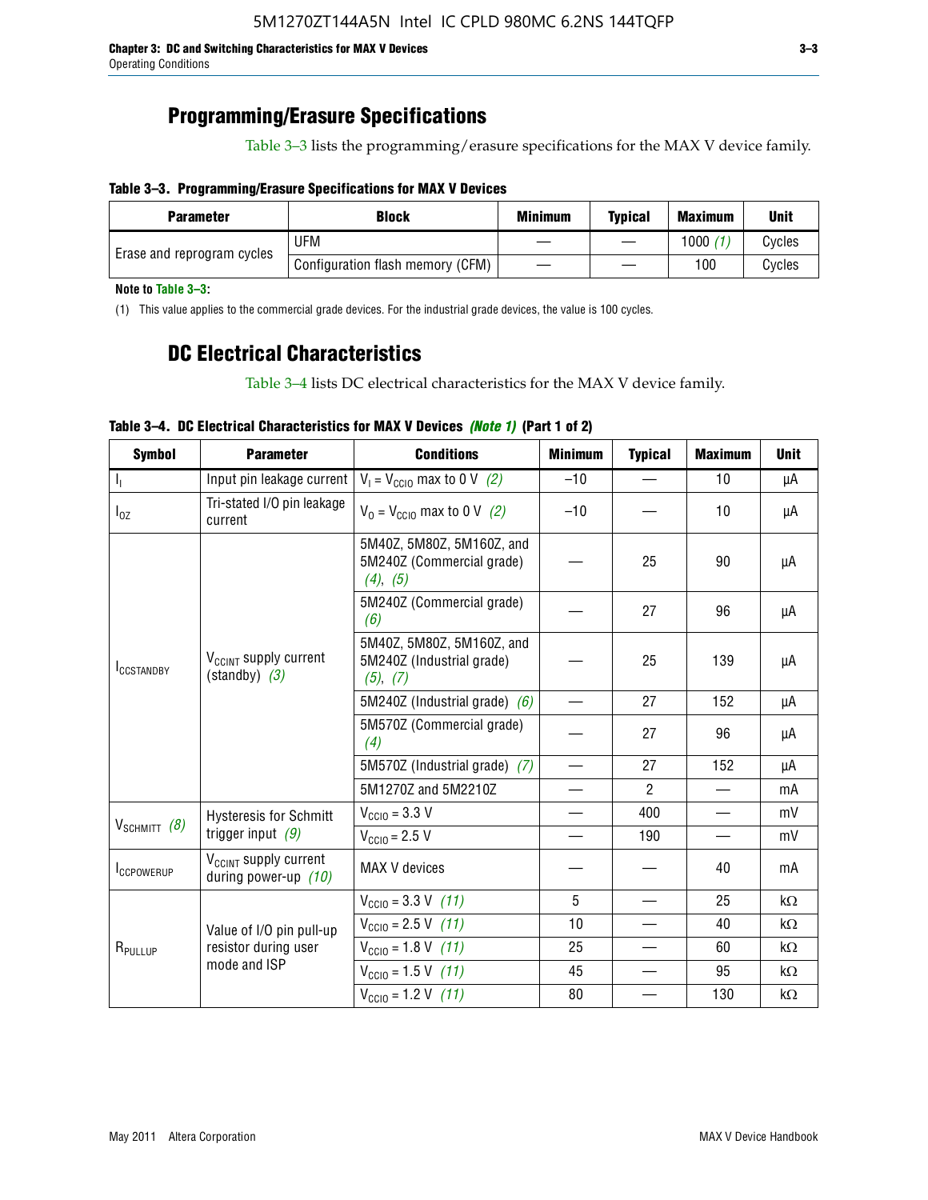## Programming/Erasure Specifications

Table 3–3 lists the programming/erasure specifications for the MAX V device family.

**Table 3–3. Programming/Erasure Specifications for MAX V Devices**

| Parameter | Block | Minimum | Typical | Maximum | Unit |
|---|---|---|---|---|---|
| Erase and reprogram cycles | UFM | — | — | 1000 *(1)* | Cycles |
| | Configuration flash memory (CFM) | — | — | 100 | Cycles |

**Note to Table 3–3:**

(1) This value applies to the commercial grade devices. For the industrial grade devices, the value is 100 cycles.

## DC Electrical Characteristics

Table 3–4 lists DC electrical characteristics for the MAX V device family.

**Table 3–4. DC Electrical Characteristics for MAX V Devices *(Note 1)* (Part 1 of 2)**

| Symbol | Parameter | Conditions | Minimum | Typical | Maximum | Unit |
|---|---|---|---|---|---|---|
| $I_I$ | Input pin leakage current | $V_I = V_{CCIO}$ max to 0 V *(2)* | –10 | — | 10 | µA |
| $I_{OZ}$ | Tri-stated I/O pin leakage current | $V_O = V_{CCIO}$ max to 0 V *(2)* | –10 | — | 10 | µA |
| $I_{CCSTANDBY}$ | $V_{CCINT}$ supply current (standby) *(3)* | 5M40Z, 5M80Z, 5M160Z, and 5M240Z (Commercial grade) *(4)*, *(5)* | — | 25 | 90 | µA |
| | | 5M240Z (Commercial grade) *(6)* | — | 27 | 96 | µA |
| | | 5M40Z, 5M80Z, 5M160Z, and 5M240Z (Industrial grade) *(5)*, *(7)* | — | 25 | 139 | µA |
| | | 5M240Z (Industrial grade) *(6)* | — | 27 | 152 | µA |
| | | 5M570Z (Commercial grade) *(4)* | — | 27 | 96 | µA |
| | | 5M570Z (Industrial grade) *(7)* | — | 27 | 152 | µA |
| | | 5M1270Z and 5M2210Z | — | 2 | — | mA |
| $V_{SCHMITT}$ *(8)* | Hysteresis for Schmitt trigger input *(9)* | $V_{CCIO}$ = 3.3 V | — | 400 | — | mV |
| | | $V_{CCIO}$ = 2.5 V | — | 190 | — | mV |
| $I_{CCPOWERUP}$ | $V_{CCINT}$ supply current during power-up *(10)* | MAX V devices | — | — | 40 | mA |
| $R_{PULLUP}$ | Value of I/O pin pull-up resistor during user mode and ISP | $V_{CCIO}$ = 3.3 V *(11)* | 5 | — | 25 | kΩ |
| | | $V_{CCIO}$ = 2.5 V *(11)* | 10 | — | 40 | kΩ |
| | | $V_{CCIO}$ = 1.8 V *(11)* | 25 | — | 60 | kΩ |
| | | $V_{CCIO}$ = 1.5 V *(11)* | 45 | — | 95 | kΩ |
| | | $V_{CCIO}$ = 1.2 V *(11)* | 80 | — | 130 | kΩ |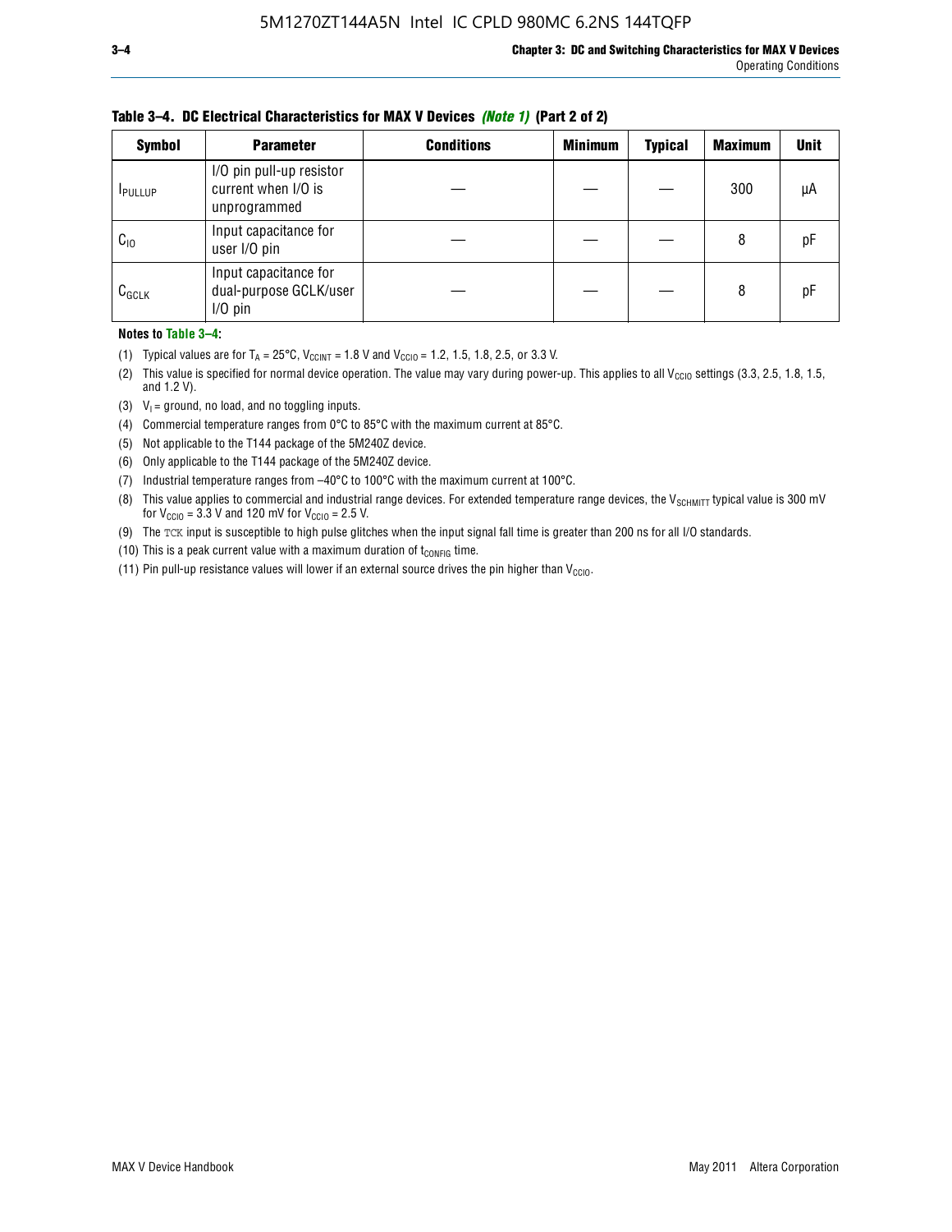**Table 3–4. DC Electrical Characteristics for MAX V Devices *(Note 1)* (Part 2 of 2)**

| Symbol | Parameter | Conditions | Minimum | Typical | Maximum | Unit |
|---|---|---|---|---|---|---|
| $I_{PULLUP}$ | I/O pin pull-up resistor current when I/O is unprogrammed | — | — | — | 300 | µA |
| $C_{IO}$ | Input capacitance for user I/O pin | — | — | — | 8 | pF |
| $C_{GCLK}$ | Input capacitance for dual-purpose GCLK/user I/O pin | — | — | — | 8 | pF |

**Notes to Table 3–4:**

(1) Typical values are for $T_A$ = 25°C, $V_{CCINT}$ = 1.8 V and $V_{CCIO}$ = 1.2, 1.5, 1.8, 2.5, or 3.3 V.

(2) This value is specified for normal device operation. The value may vary during power-up. This applies to all $V_{CCIO}$ settings (3.3, 2.5, 1.8, 1.5, and 1.2 V).

(3) $V_I$ = ground, no load, and no toggling inputs.

(4) Commercial temperature ranges from 0°C to 85°C with the maximum current at 85°C.

(5) Not applicable to the T144 package of the 5M240Z device.

(6) Only applicable to the T144 package of the 5M240Z device.

(7) Industrial temperature ranges from –40°C to 100°C with the maximum current at 100°C.

(8) This value applies to commercial and industrial range devices. For extended temperature range devices, the $V_{SCHMITT}$ typical value is 300 mV for $V_{CCIO}$ = 3.3 V and 120 mV for $V_{CCIO}$ = 2.5 V.

(9) The TCK input is susceptible to high pulse glitches when the input signal fall time is greater than 200 ns for all I/O standards.

(10) This is a peak current value with a maximum duration of $t_{CONFIG}$ time.

(11) Pin pull-up resistance values will lower if an external source drives the pin higher than $V_{CCIO}$.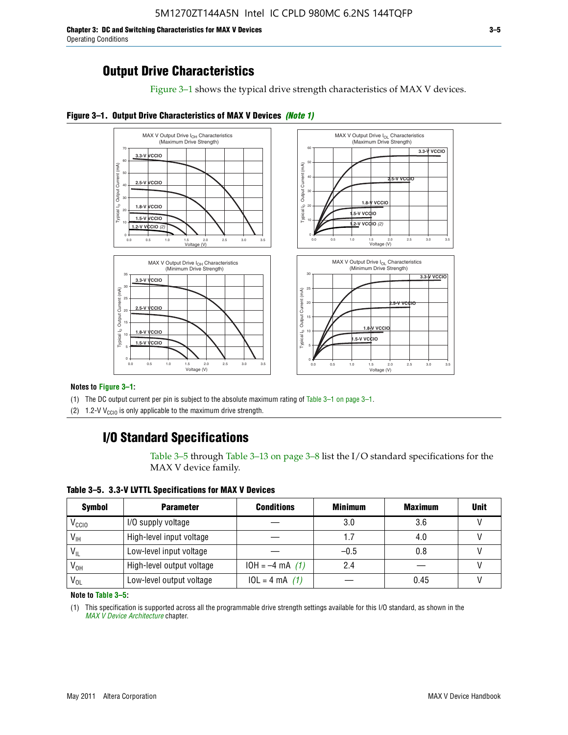## Output Drive Characteristics

Figure 3–1 shows the typical drive strength characteristics of MAX V devices.

**Figure 3–1. Output Drive Characteristics of MAX V Devices** ***(Note 1)***

**Notes to Figure 3–1:**

(1) The DC output current per pin is subject to the absolute maximum rating of Table 3–1 on page 3–1.

(2) 1.2-V $V_{CCIO}$ is only applicable to the maximum drive strength.

## I/O Standard Specifications

Table 3–5 through Table 3–13 on page 3–8 list the I/O standard specifications for the MAX V device family.

**Table 3–5. 3.3-V LVTTL Specifications for MAX V Devices**

| Symbol | Parameter | Conditions | Minimum | Maximum | Unit |
|---|---|---|---|---|---|
| $V_{CCIO}$ | I/O supply voltage | — | 3.0 | 3.6 | V |
| $V_{IH}$ | High-level input voltage | — | 1.7 | 4.0 | V |
| $V_{IL}$ | Low-level input voltage | — | –0.5 | 0.8 | V |
| $V_{OH}$ | High-level output voltage | IOH = –4 mA *(1)* | 2.4 | — | V |
| $V_{OL}$ | Low-level output voltage | IOL = 4 mA *(1)* | — | 0.45 | V |

**Note to Table 3–5:**

(1) This specification is supported across all the programmable drive strength settings available for this I/O standard, as shown in the *MAX V Device Architecture* chapter.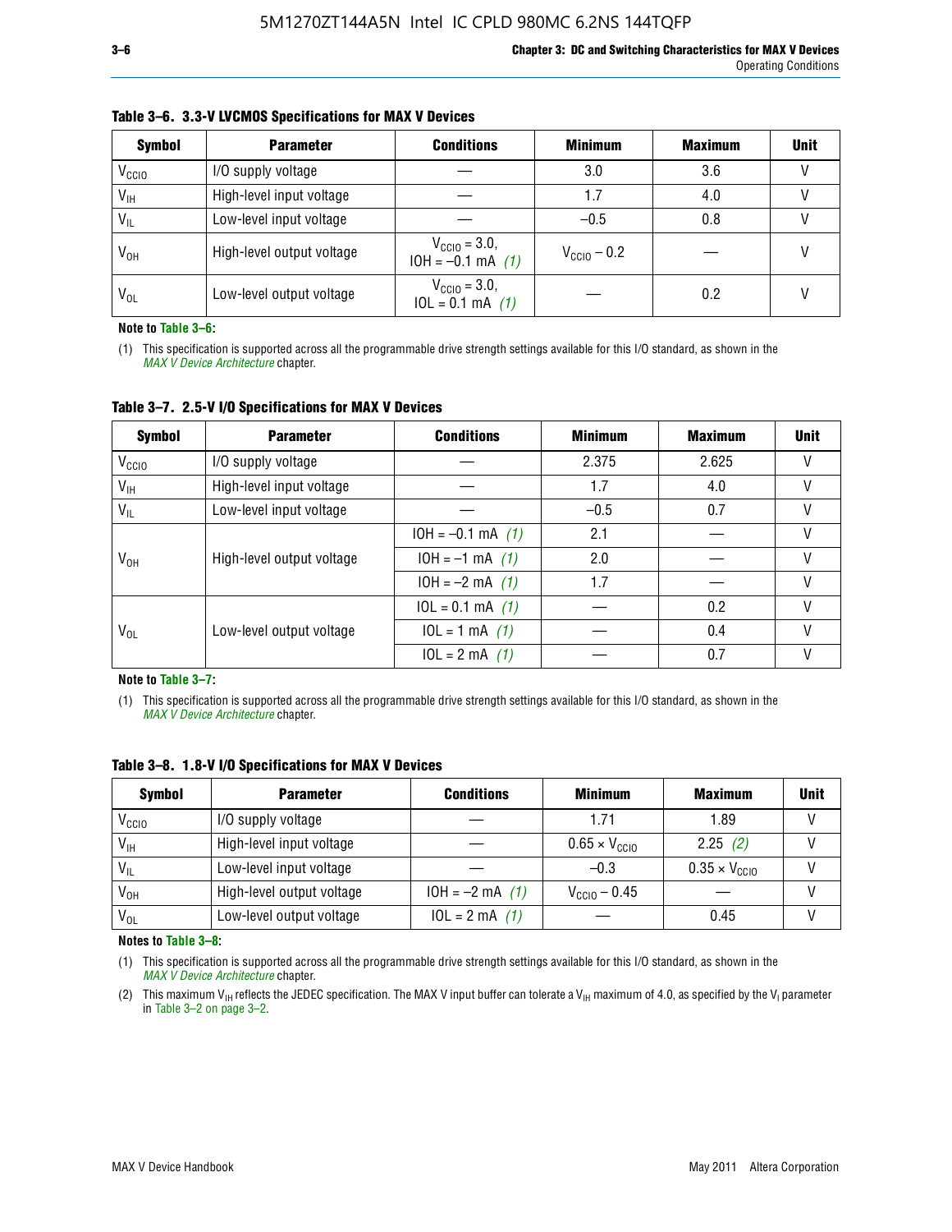**Table 3–6. 3.3-V LVCMOS Specifications for MAX V Devices**

| Symbol | Parameter | Conditions | Minimum | Maximum | Unit |
|---|---|---|---|---|---|
| $V_{CCIO}$ | I/O supply voltage | — | 3.0 | 3.6 | V |
| $V_{IH}$ | High-level input voltage | — | 1.7 | 4.0 | V |
| $V_{IL}$ | Low-level input voltage | — | –0.5 | 0.8 | V |
| $V_{OH}$ | High-level output voltage | $V_{CCIO}$ = 3.0, IOH = –0.1 mA *(1)* | $V_{CCIO}$ – 0.2 | — | V |
| $V_{OL}$ | Low-level output voltage | $V_{CCIO}$ = 3.0, IOL = 0.1 mA *(1)* | — | 0.2 | V |

**Note to Table 3–6:**

(1) This specification is supported across all the programmable drive strength settings available for this I/O standard, as shown in the *MAX V Device Architecture* chapter.

**Table 3–7. 2.5-V I/O Specifications for MAX V Devices**

| Symbol | Parameter | Conditions | Minimum | Maximum | Unit |
|---|---|---|---|---|---|
| $V_{CCIO}$ | I/O supply voltage | — | 2.375 | 2.625 | V |
| $V_{IH}$ | High-level input voltage | — | 1.7 | 4.0 | V |
| $V_{IL}$ | Low-level input voltage | — | –0.5 | 0.7 | V |
| $V_{OH}$ | High-level output voltage | IOH = –0.1 mA *(1)* | 2.1 | — | V |
| | | IOH = –1 mA *(1)* | 2.0 | — | V |
| | | IOH = –2 mA *(1)* | 1.7 | — | V |
| $V_{OL}$ | Low-level output voltage | IOL = 0.1 mA *(1)* | — | 0.2 | V |
| | | IOL = 1 mA *(1)* | — | 0.4 | V |
| | | IOL = 2 mA *(1)* | — | 0.7 | V |

**Note to Table 3–7:**

(1) This specification is supported across all the programmable drive strength settings available for this I/O standard, as shown in the *MAX V Device Architecture* chapter.

**Table 3–8. 1.8-V I/O Specifications for MAX V Devices**

| Symbol | Parameter | Conditions | Minimum | Maximum | Unit |
|---|---|---|---|---|---|
| $V_{CCIO}$ | I/O supply voltage | — | 1.71 | 1.89 | V |
| $V_{IH}$ | High-level input voltage | — | $0.65 \times V_{CCIO}$ | 2.25 *(2)* | V |
| $V_{IL}$ | Low-level input voltage | — | –0.3 | $0.35 \times V_{CCIO}$ | V |
| $V_{OH}$ | High-level output voltage | IOH = –2 mA *(1)* | $V_{CCIO}$ – 0.45 | — | V |
| $V_{OL}$ | Low-level output voltage | IOL = 2 mA *(1)* | — | 0.45 | V |

**Notes to Table 3–8:**

(1) This specification is supported across all the programmable drive strength settings available for this I/O standard, as shown in the *MAX V Device Architecture* chapter.

(2) This maximum $V_{IH}$ reflects the JEDEC specification. The MAX V input buffer can tolerate a $V_{IH}$ maximum of 4.0, as specified by the $V_I$ parameter in Table 3–2 on page 3–2.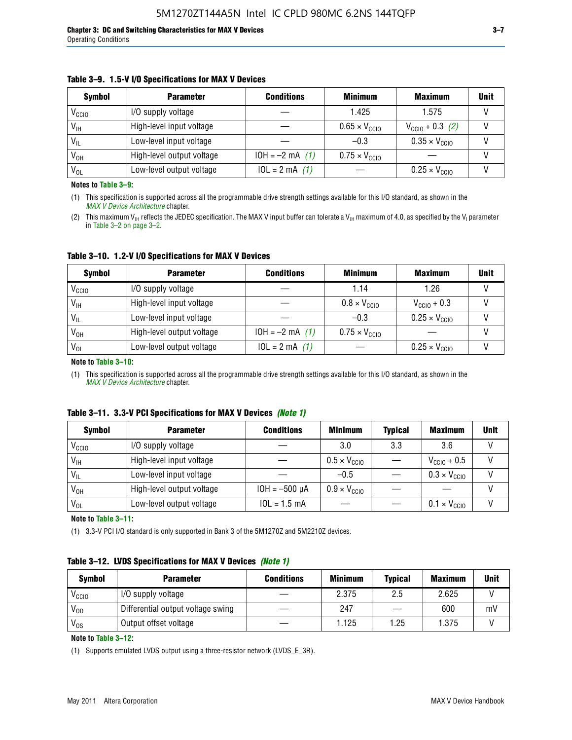**Table 3–9. 1.5-V I/O Specifications for MAX V Devices**

| Symbol | Parameter | Conditions | Minimum | Maximum | Unit |
|---|---|---|---|---|---|
| $V_{CCIO}$ | I/O supply voltage | — | 1.425 | 1.575 | V |
| $V_{IH}$ | High-level input voltage | — | $0.65 \times V_{CCIO}$ | $V_{CCIO} + 0.3$ *(2)* | V |
| $V_{IL}$ | Low-level input voltage | — | –0.3 | $0.35 \times V_{CCIO}$ | V |
| $V_{OH}$ | High-level output voltage | IOH = –2 mA *(1)* | $0.75 \times V_{CCIO}$ | — | V |
| $V_{OL}$ | Low-level output voltage | IOL = 2 mA *(1)* | — | $0.25 \times V_{CCIO}$ | V |

**Notes to Table 3–9:**

(1) This specification is supported across all the programmable drive strength settings available for this I/O standard, as shown in the *MAX V Device Architecture* chapter.

(2) This maximum $V_{IH}$ reflects the JEDEC specification. The MAX V input buffer can tolerate a $V_{IH}$ maximum of 4.0, as specified by the $V_I$ parameter in Table 3–2 on page 3–2.

**Table 3–10. 1.2-V I/O Specifications for MAX V Devices**

| Symbol | Parameter | Conditions | Minimum | Maximum | Unit |
|---|---|---|---|---|---|
| $V_{CCIO}$ | I/O supply voltage | — | 1.14 | 1.26 | V |
| $V_{IH}$ | High-level input voltage | — | $0.8 \times V_{CCIO}$ | $V_{CCIO} + 0.3$ | V |
| $V_{IL}$ | Low-level input voltage | — | –0.3 | $0.25 \times V_{CCIO}$ | V |
| $V_{OH}$ | High-level output voltage | IOH = –2 mA *(1)* | $0.75 \times V_{CCIO}$ | — | V |
| $V_{OL}$ | Low-level output voltage | IOL = 2 mA *(1)* | — | $0.25 \times V_{CCIO}$ | V |

**Note to Table 3–10:**

(1) This specification is supported across all the programmable drive strength settings available for this I/O standard, as shown in the *MAX V Device Architecture* chapter.

**Table 3–11. 3.3-V PCI Specifications for MAX V Devices *(Note 1)***

| Symbol | Parameter | Conditions | Minimum | Typical | Maximum | Unit |
|---|---|---|---|---|---|---|
| $V_{CCIO}$ | I/O supply voltage | — | 3.0 | 3.3 | 3.6 | V |
| $V_{IH}$ | High-level input voltage | — | $0.5 \times V_{CCIO}$ | — | $V_{CCIO} + 0.5$ | V |
| $V_{IL}$ | Low-level input voltage | — | –0.5 | — | $0.3 \times V_{CCIO}$ | V |
| $V_{OH}$ | High-level output voltage | IOH = –500 µA | $0.9 \times V_{CCIO}$ | — | — | V |
| $V_{OL}$ | Low-level output voltage | IOL = 1.5 mA | — | — | $0.1 \times V_{CCIO}$ | V |

**Note to Table 3–11:**

(1) 3.3-V PCI I/O standard is only supported in Bank 3 of the 5M1270Z and 5M2210Z devices.

**Table 3–12. LVDS Specifications for MAX V Devices *(Note 1)***

| Symbol | Parameter | Conditions | Minimum | Typical | Maximum | Unit |
|---|---|---|---|---|---|---|
| $V_{CCIO}$ | I/O supply voltage | — | 2.375 | 2.5 | 2.625 | V |
| $V_{OD}$ | Differential output voltage swing | — | 247 | — | 600 | mV |
| $V_{OS}$ | Output offset voltage | — | 1.125 | 1.25 | 1.375 | V |

**Note to Table 3–12:**

(1) Supports emulated LVDS output using a three-resistor network (LVDS_E_3R).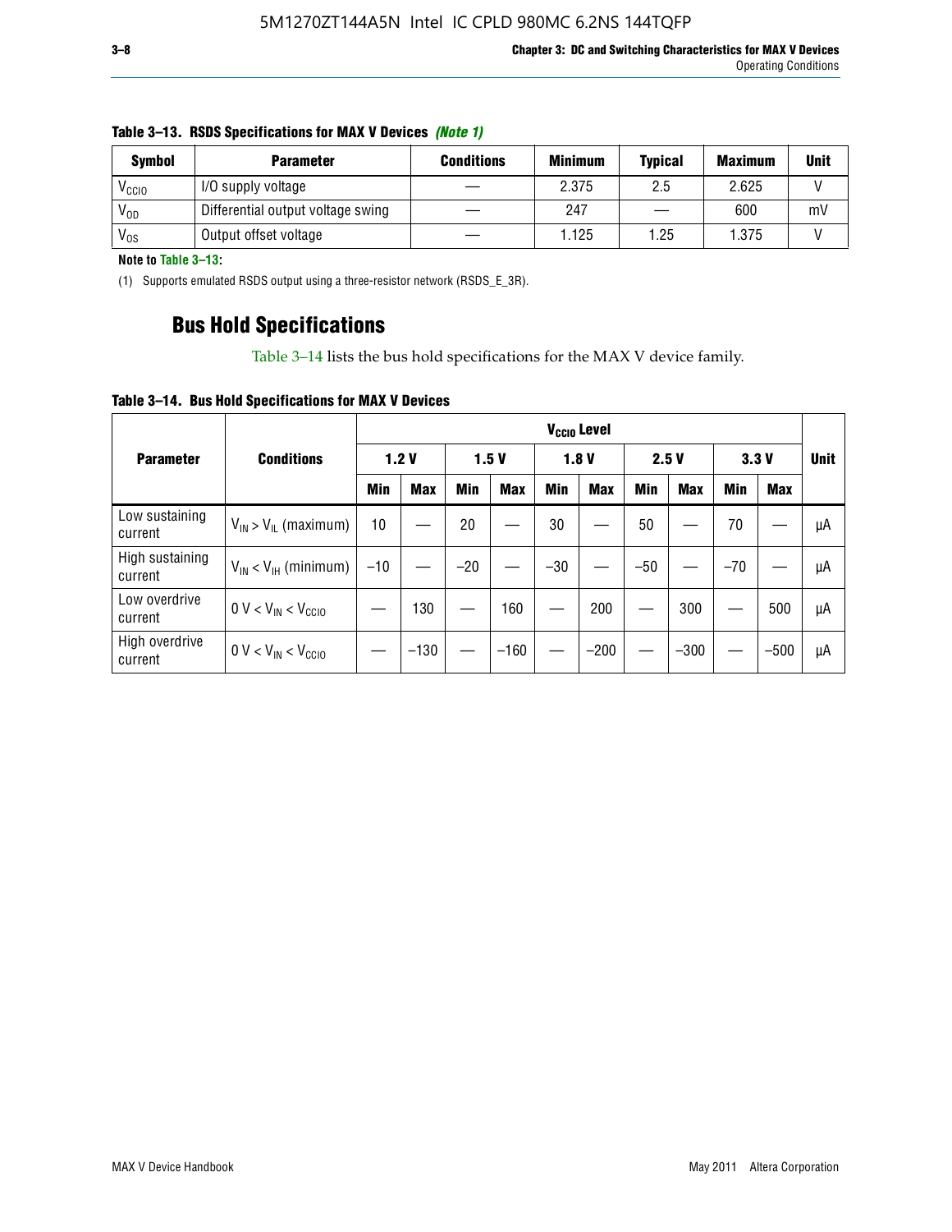**Table 3–13. RSDS Specifications for MAX V Devices** *(Note 1)*

| Symbol | Parameter | Conditions | Minimum | Typical | Maximum | Unit |
|---|---|---|---|---|---|---|
| $V_{CCIO}$ | I/O supply voltage | — | 2.375 | 2.5 | 2.625 | V |
| $V_{OD}$ | Differential output voltage swing | — | 247 | — | 600 | mV |
| $V_{OS}$ | Output offset voltage | — | 1.125 | 1.25 | 1.375 | V |

**Note to Table 3–13:**

(1) Supports emulated RSDS output using a three-resistor network (RSDS_E_3R).

## Bus Hold Specifications

Table 3–14 lists the bus hold specifications for the MAX V device family.

**Table 3–14. Bus Hold Specifications for MAX V Devices**

| Parameter | Conditions | $V_{CCIO}$ Level | | | | | | | | | | Unit |
|---|---|---|---|---|---|---|---|---|---|---|---|---|
| | | 1.2 V | | 1.5 V | | 1.8 V | | 2.5 V | | 3.3 V | | |
| | | Min | Max | Min | Max | Min | Max | Min | Max | Min | Max | |
| Low sustaining current | $V_{IN} > V_{IL}$ (maximum) | 10 | — | 20 | — | 30 | — | 50 | — | 70 | — | µA |
| High sustaining current | $V_{IN} < V_{IH}$ (minimum) | –10 | — | –20 | — | –30 | — | –50 | — | –70 | — | µA |
| Low overdrive current | $0\ V < V_{IN} < V_{CCIO}$ | — | 130 | — | 160 | — | 200 | — | 300 | — | 500 | µA |
| High overdrive current | $0\ V < V_{IN} < V_{CCIO}$ | — | –130 | — | –160 | — | –200 | — | –300 | — | –500 | µA |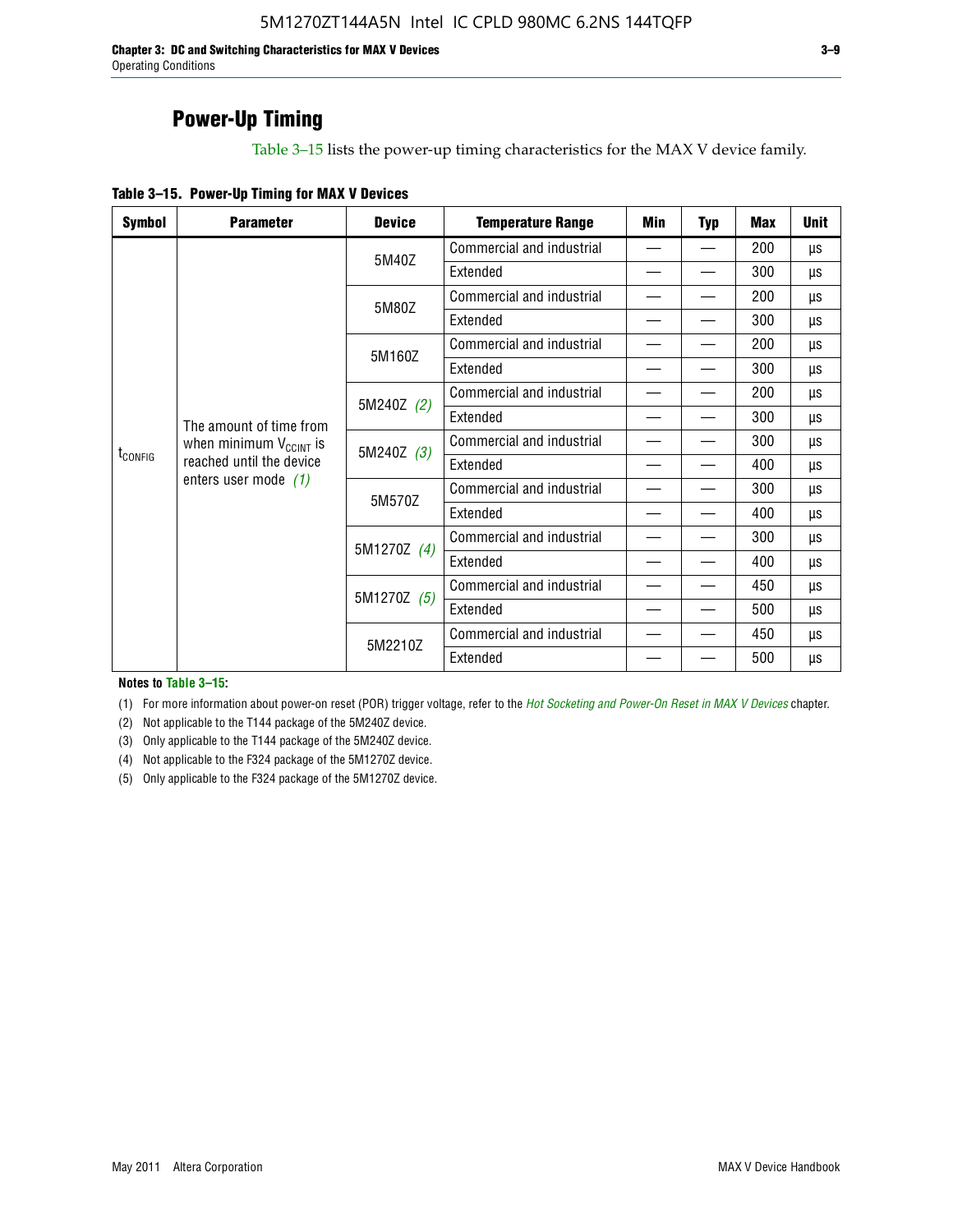## Power-Up Timing

Table 3–15 lists the power-up timing characteristics for the MAX V device family.

**Table 3–15. Power-Up Timing for MAX V Devices**

| Symbol | Parameter | Device | Temperature Range | Min | Typ | Max | Unit |
|---|---|---|---|---|---|---|---|
| $t_{CONFIG}$ | The amount of time from when minimum $V_{CCINT}$ is reached until the device enters user mode *(1)* | 5M40Z | Commercial and industrial | — | — | 200 | µs |
| | | | Extended | — | — | 300 | µs |
| | | 5M80Z | Commercial and industrial | — | — | 200 | µs |
| | | | Extended | — | — | 300 | µs |
| | | 5M160Z | Commercial and industrial | — | — | 200 | µs |
| | | | Extended | — | — | 300 | µs |
| | | 5M240Z *(2)* | Commercial and industrial | — | — | 200 | µs |
| | | | Extended | — | — | 300 | µs |
| | | 5M240Z *(3)* | Commercial and industrial | — | — | 300 | µs |
| | | | Extended | — | — | 400 | µs |
| | | 5M570Z | Commercial and industrial | — | — | 300 | µs |
| | | | Extended | — | — | 400 | µs |
| | | 5M1270Z *(4)* | Commercial and industrial | — | — | 300 | µs |
| | | | Extended | — | — | 400 | µs |
| | | 5M1270Z *(5)* | Commercial and industrial | — | — | 450 | µs |
| | | | Extended | — | — | 500 | µs |
| | | 5M2210Z | Commercial and industrial | — | — | 450 | µs |
| | | | Extended | — | — | 500 | µs |

**Notes to Table 3–15:**

(1) For more information about power-on reset (POR) trigger voltage, refer to the *Hot Socketing and Power-On Reset in MAX V Devices* chapter.

(2) Not applicable to the T144 package of the 5M240Z device.

(3) Only applicable to the T144 package of the 5M240Z device.

(4) Not applicable to the F324 package of the 5M1270Z device.

(5) Only applicable to the F324 package of the 5M1270Z device.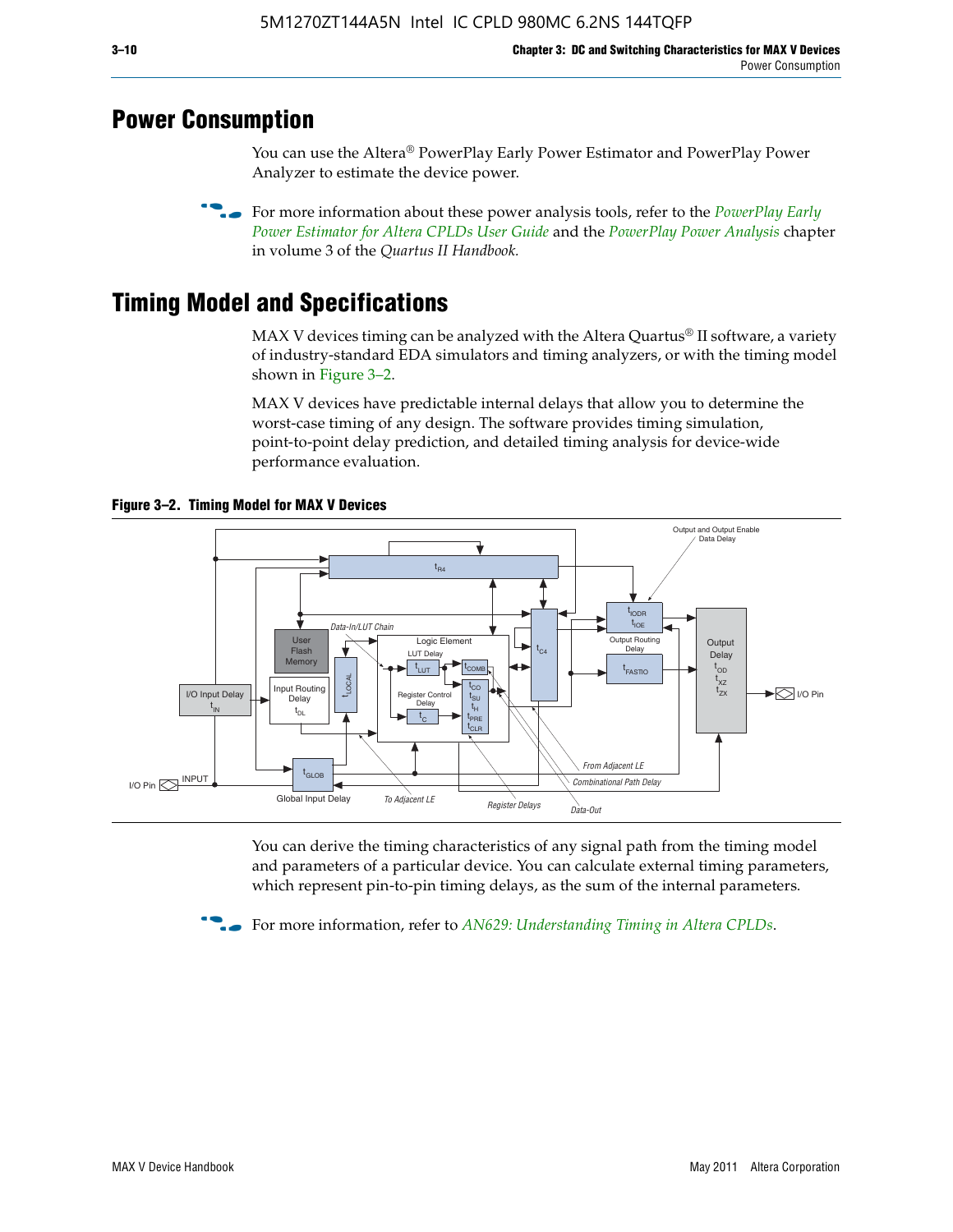## Power Consumption

You can use the Altera® PowerPlay Early Power Estimator and PowerPlay Power Analyzer to estimate the device power.

For more information about these power analysis tools, refer to the *PowerPlay Early Power Estimator for Altera CPLDs User Guide* and the *PowerPlay Power Analysis* chapter in volume 3 of the *Quartus II Handbook.*

## Timing Model and Specifications

MAX V devices timing can be analyzed with the Altera Quartus® II software, a variety of industry-standard EDA simulators and timing analyzers, or with the timing model shown in Figure 3–2.

MAX V devices have predictable internal delays that allow you to determine the worst-case timing of any design. The software provides timing simulation, point-to-point delay prediction, and detailed timing analysis for device-wide performance evaluation.

**Figure 3–2. Timing Model for MAX V Devices**

You can derive the timing characteristics of any signal path from the timing model and parameters of a particular device. You can calculate external timing parameters, which represent pin-to-pin timing delays, as the sum of the internal parameters.

For more information, refer to *AN629: Understanding Timing in Altera CPLDs*.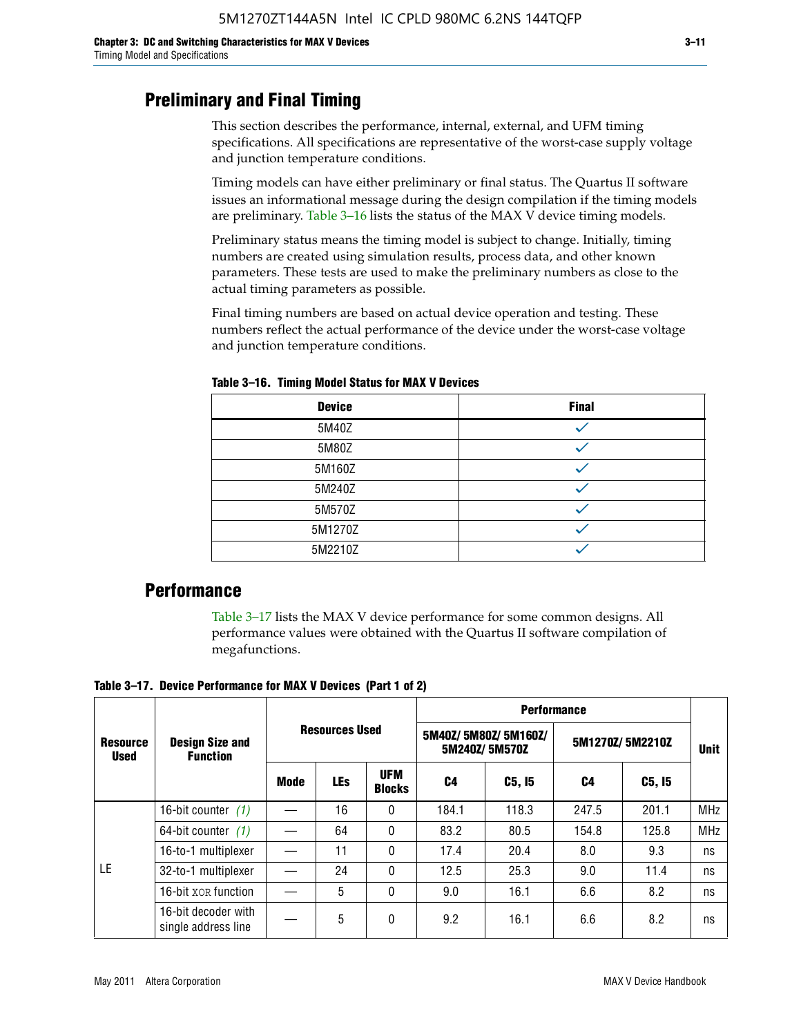## Preliminary and Final Timing

This section describes the performance, internal, external, and UFM timing specifications. All specifications are representative of the worst-case supply voltage and junction temperature conditions.

Timing models can have either preliminary or final status. The Quartus II software issues an informational message during the design compilation if the timing models are preliminary. Table 3–16 lists the status of the MAX V device timing models.

Preliminary status means the timing model is subject to change. Initially, timing numbers are created using simulation results, process data, and other known parameters. These tests are used to make the preliminary numbers as close to the actual timing parameters as possible.

Final timing numbers are based on actual device operation and testing. These numbers reflect the actual performance of the device under the worst-case voltage and junction temperature conditions.

**Table 3–16. Timing Model Status for MAX V Devices**

| Device | Final |
|---|---|
| 5M40Z | ✓ |
| 5M80Z | ✓ |
| 5M160Z | ✓ |
| 5M240Z | ✓ |
| 5M570Z | ✓ |
| 5M1270Z | ✓ |
| 5M2210Z | ✓ |

## Performance

Table 3–17 lists the MAX V device performance for some common designs. All performance values were obtained with the Quartus II software compilation of megafunctions.

**Table 3–17. Device Performance for MAX V Devices (Part 1 of 2)**

| Resource Used | Design Size and Function | Resources Used | | | Performance | | | | Unit |
|---|---|---|---|---|---|---|---|---|---|
| | | | | | 5M40Z/ 5M80Z/ 5M160Z/ 5M240Z/ 5M570Z | | 5M1270Z/ 5M2210Z | | |
| | | Mode | LEs | UFM Blocks | C4 | C5, I5 | C4 | C5, I5 | |
| LE | 16-bit counter (1) | — | 16 | 0 | 184.1 | 118.3 | 247.5 | 201.1 | MHz |
| | 64-bit counter (1) | — | 64 | 0 | 83.2 | 80.5 | 154.8 | 125.8 | MHz |
| | 16-to-1 multiplexer | — | 11 | 0 | 17.4 | 20.4 | 8.0 | 9.3 | ns |
| | 32-to-1 multiplexer | — | 24 | 0 | 12.5 | 25.3 | 9.0 | 11.4 | ns |
| | 16-bit XOR function | — | 5 | 0 | 9.0 | 16.1 | 6.6 | 8.2 | ns |
| | 16-bit decoder with single address line | — | 5 | 0 | 9.2 | 16.1 | 6.6 | 8.2 | ns |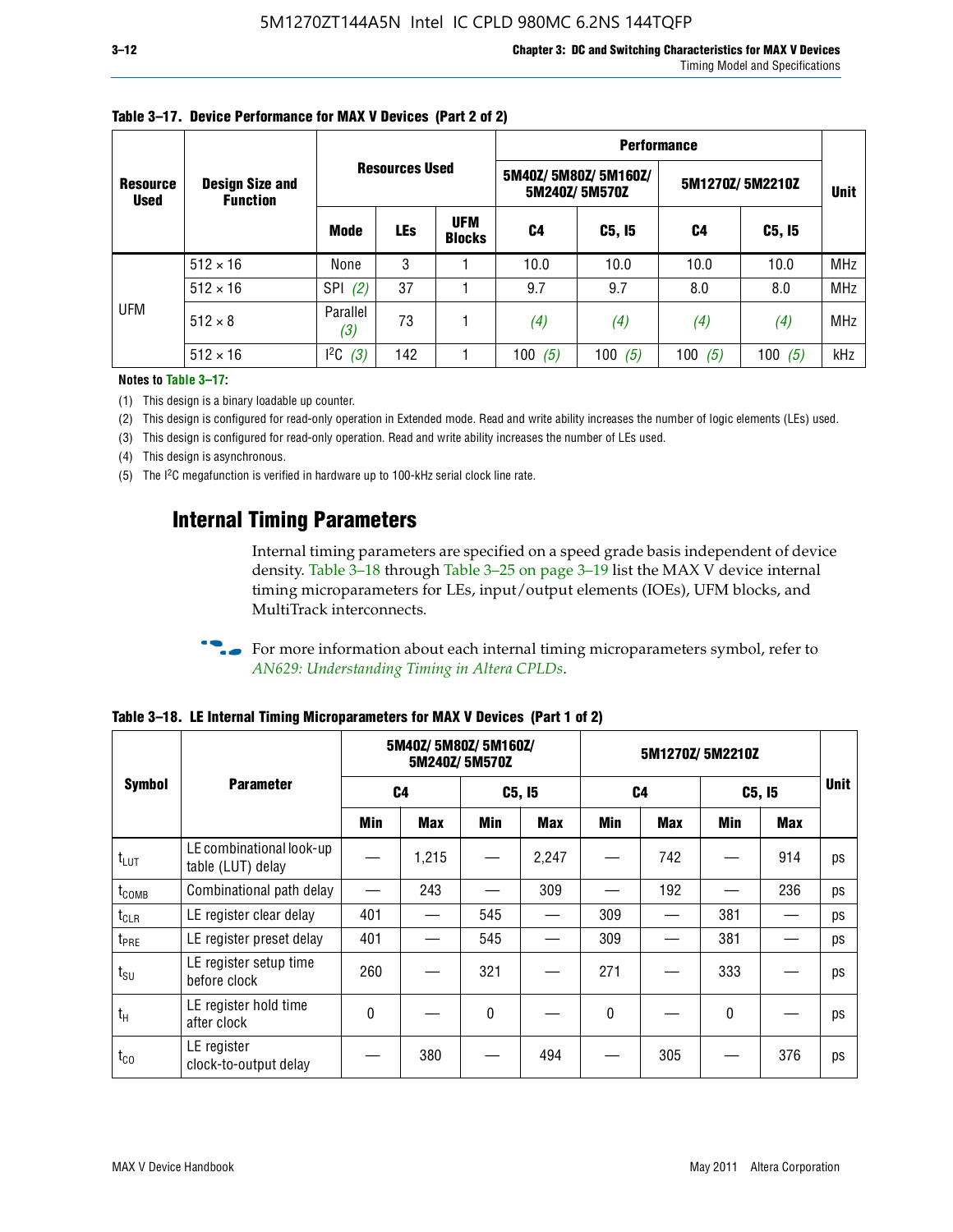**Table 3–17. Device Performance for MAX V Devices (Part 2 of 2)**

| Resource Used | Design Size and Function | Resources Used | | | Performance | | | | Unit |
|---|---|---|---|---|---|---|---|---|---|
| | | | | | 5M40Z/ 5M80Z/ 5M160Z/ 5M240Z/ 5M570Z | | 5M1270Z/ 5M2210Z | | |
| | | Mode | LEs | UFM Blocks | C4 | C5, I5 | C4 | C5, I5 | |
| UFM | 512 × 16 | None | 3 | 1 | 10.0 | 10.0 | 10.0 | 10.0 | MHz |
| | 512 × 16 | SPI *(2)* | 37 | 1 | 9.7 | 9.7 | 8.0 | 8.0 | MHz |
| | 512 × 8 | Parallel *(3)* | 73 | 1 | *(4)* | *(4)* | *(4)* | *(4)* | MHz |
| | 512 × 16 | I²C *(3)* | 142 | 1 | 100 *(5)* | 100 *(5)* | 100 *(5)* | 100 *(5)* | kHz |

**Notes to Table 3–17:**

(1) This design is a binary loadable up counter.

(2) This design is configured for read-only operation in Extended mode. Read and write ability increases the number of logic elements (LEs) used.

(3) This design is configured for read-only operation. Read and write ability increases the number of LEs used.

(4) This design is asynchronous.

(5) The I²C megafunction is verified in hardware up to 100-kHz serial clock line rate.

## Internal Timing Parameters

Internal timing parameters are specified on a speed grade basis independent of device density. Table 3–18 through Table 3–25 on page 3–19 list the MAX V device internal timing microparameters for LEs, input/output elements (IOEs), UFM blocks, and MultiTrack interconnects.

For more information about each internal timing microparameters symbol, refer to *AN629: Understanding Timing in Altera CPLDs*.

**Table 3–18. LE Internal Timing Microparameters for MAX V Devices (Part 1 of 2)**

| Symbol | Parameter | 5M40Z/ 5M80Z/ 5M160Z/ 5M240Z/ 5M570Z | | | | 5M1270Z/ 5M2210Z | | | | Unit |
|---|---|---|---|---|---|---|---|---|---|---|
| | | C4 | | C5, I5 | | C4 | | C5, I5 | | |
| | | Min | Max | Min | Max | Min | Max | Min | Max | |
| $t_{LUT}$ | LE combinational look-up table (LUT) delay | — | 1,215 | — | 2,247 | — | 742 | — | 914 | ps |
| $t_{COMB}$ | Combinational path delay | — | 243 | — | 309 | — | 192 | — | 236 | ps |
| $t_{CLR}$ | LE register clear delay | 401 | — | 545 | — | 309 | — | 381 | — | ps |
| $t_{PRE}$ | LE register preset delay | 401 | — | 545 | — | 309 | — | 381 | — | ps |
| $t_{SU}$ | LE register setup time before clock | 260 | — | 321 | — | 271 | — | 333 | — | ps |
| $t_{H}$ | LE register hold time after clock | 0 | — | 0 | — | 0 | — | 0 | — | ps |
| $t_{CO}$ | LE register clock-to-output delay | — | 380 | — | 494 | — | 305 | — | 376 | ps |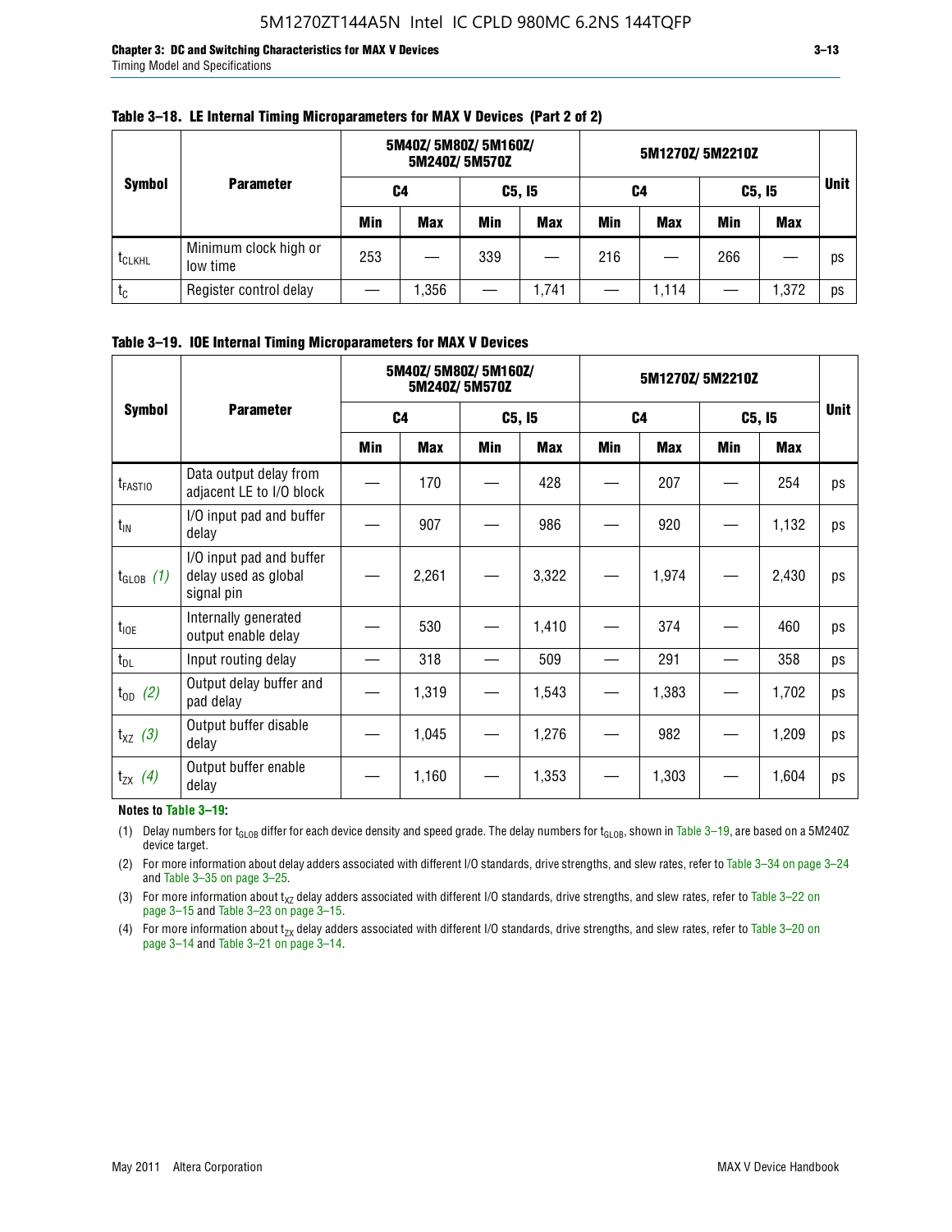**Table 3–18. LE Internal Timing Microparameters for MAX V Devices (Part 2 of 2)**

| Symbol | Parameter | 5M40Z/ 5M80Z/ 5M160Z/ 5M240Z/ 5M570Z | | | | 5M1270Z/ 5M2210Z | | | | Unit |
|---|---|---|---|---|---|---|---|---|---|---|
| | | C4 | | C5, I5 | | C4 | | C5, I5 | | |
| | | Min | Max | Min | Max | Min | Max | Min | Max | |
| $t_{CLKHL}$ | Minimum clock high or low time | 253 | — | 339 | — | 216 | — | 266 | — | ps |
| $t_C$ | Register control delay | — | 1,356 | — | 1,741 | — | 1,114 | — | 1,372 | ps |

**Table 3–19. IOE Internal Timing Microparameters for MAX V Devices**

| Symbol | Parameter | 5M40Z/ 5M80Z/ 5M160Z/ 5M240Z/ 5M570Z | | | | 5M1270Z/ 5M2210Z | | | | Unit |
|---|---|---|---|---|---|---|---|---|---|---|
| | | C4 | | C5, I5 | | C4 | | C5, I5 | | |
| | | Min | Max | Min | Max | Min | Max | Min | Max | |
| $t_{FASTIO}$ | Data output delay from adjacent LE to I/O block | — | 170 | — | 428 | — | 207 | — | 254 | ps |
| $t_{IN}$ | I/O input pad and buffer delay | — | 907 | — | 986 | — | 920 | — | 1,132 | ps |
| $t_{GLOB}$ *(1)* | I/O input pad and buffer delay used as global signal pin | — | 2,261 | — | 3,322 | — | 1,974 | — | 2,430 | ps |
| $t_{IOE}$ | Internally generated output enable delay | — | 530 | — | 1,410 | — | 374 | — | 460 | ps |
| $t_{DL}$ | Input routing delay | — | 318 | — | 509 | — | 291 | — | 358 | ps |
| $t_{OD}$ *(2)* | Output delay buffer and pad delay | — | 1,319 | — | 1,543 | — | 1,383 | — | 1,702 | ps |
| $t_{XZ}$ *(3)* | Output buffer disable delay | — | 1,045 | — | 1,276 | — | 982 | — | 1,209 | ps |
| $t_{ZX}$ *(4)* | Output buffer enable delay | — | 1,160 | — | 1,353 | — | 1,303 | — | 1,604 | ps |

**Notes to Table 3–19:**

(1) Delay numbers for $t_{GLOB}$ differ for each device density and speed grade. The delay numbers for $t_{GLOB}$, shown in Table 3–19, are based on a 5M240Z device target.

(2) For more information about delay adders associated with different I/O standards, drive strengths, and slew rates, refer to Table 3–34 on page 3–24 and Table 3–35 on page 3–25.

(3) For more information about $t_{XZ}$ delay adders associated with different I/O standards, drive strengths, and slew rates, refer to Table 3–22 on page 3–15 and Table 3–23 on page 3–15.

(4) For more information about $t_{ZX}$ delay adders associated with different I/O standards, drive strengths, and slew rates, refer to Table 3–20 on page 3–14 and Table 3–21 on page 3–14.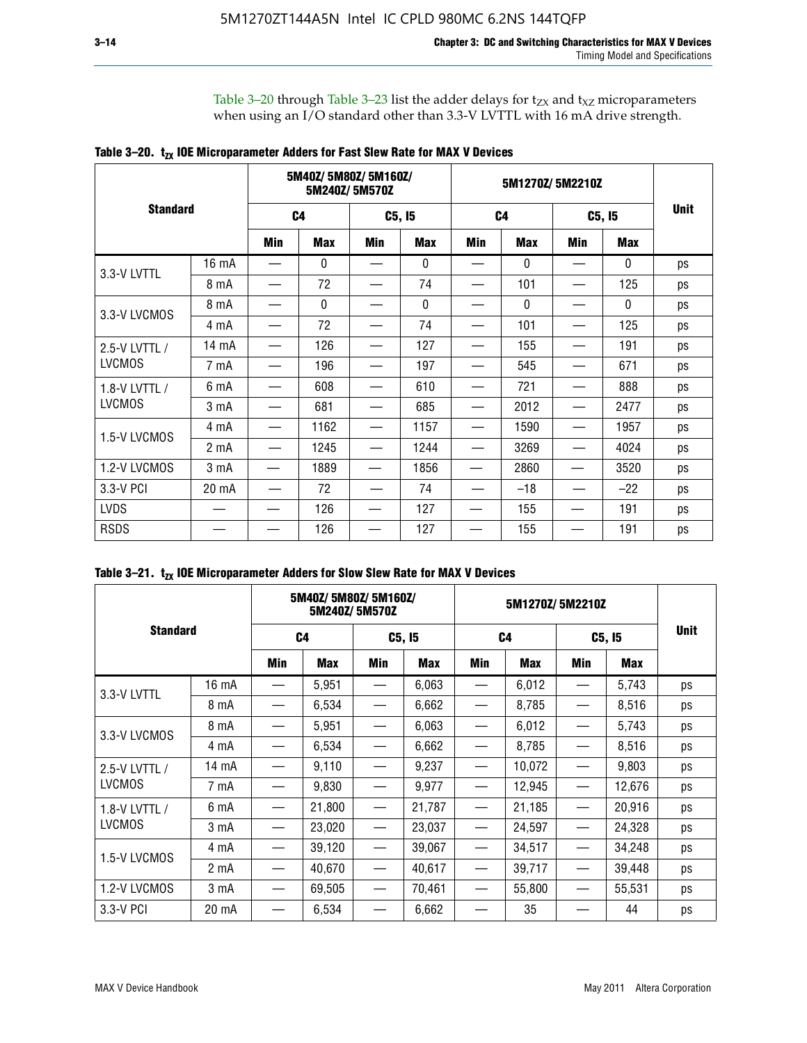Table 3–20 through Table 3–23 list the adder delays for $t_{ZX}$ and $t_{XZ}$ microparameters when using an I/O standard other than 3.3-V LVTTL with 16 mA drive strength.

**Table 3–20. $t_{ZX}$ IOE Microparameter Adders for Fast Slew Rate for MAX V Devices**

| Standard | | 5M40Z/ 5M80Z/ 5M160Z/ 5M240Z/ 5M570Z | | | | 5M1270Z/ 5M2210Z | | | | Unit |
|---|---|---|---|---|---|---|---|---|---|---|
| | | C4 | | C5, I5 | | C4 | | C5, I5 | | |
| | | Min | Max | Min | Max | Min | Max | Min | Max | |
| 3.3-V LVTTL | 16 mA | — | 0 | — | 0 | — | 0 | — | 0 | ps |
| | 8 mA | — | 72 | — | 74 | — | 101 | — | 125 | ps |
| 3.3-V LVCMOS | 8 mA | — | 0 | — | 0 | — | 0 | — | 0 | ps |
| | 4 mA | — | 72 | — | 74 | — | 101 | — | 125 | ps |
| 2.5-V LVTTL / LVCMOS | 14 mA | — | 126 | — | 127 | — | 155 | — | 191 | ps |
| | 7 mA | — | 196 | — | 197 | — | 545 | — | 671 | ps |
| 1.8-V LVTTL / LVCMOS | 6 mA | — | 608 | — | 610 | — | 721 | — | 888 | ps |
| | 3 mA | — | 681 | — | 685 | — | 2012 | — | 2477 | ps |
| 1.5-V LVCMOS | 4 mA | — | 1162 | — | 1157 | — | 1590 | — | 1957 | ps |
| | 2 mA | — | 1245 | — | 1244 | — | 3269 | — | 4024 | ps |
| 1.2-V LVCMOS | 3 mA | — | 1889 | — | 1856 | — | 2860 | — | 3520 | ps |
| 3.3-V PCI | 20 mA | — | 72 | — | 74 | — | –18 | — | –22 | ps |
| LVDS | — | — | 126 | — | 127 | — | 155 | — | 191 | ps |
| RSDS | — | — | 126 | — | 127 | — | 155 | — | 191 | ps |

**Table 3–21. $t_{ZX}$ IOE Microparameter Adders for Slow Slew Rate for MAX V Devices**

| Standard | | 5M40Z/ 5M80Z/ 5M160Z/ 5M240Z/ 5M570Z | | | | 5M1270Z/ 5M2210Z | | | | Unit |
|---|---|---|---|---|---|---|---|---|---|---|
| | | C4 | | C5, I5 | | C4 | | C5, I5 | | |
| | | Min | Max | Min | Max | Min | Max | Min | Max | |
| 3.3-V LVTTL | 16 mA | — | 5,951 | — | 6,063 | — | 6,012 | — | 5,743 | ps |
| | 8 mA | — | 6,534 | — | 6,662 | — | 8,785 | — | 8,516 | ps |
| 3.3-V LVCMOS | 8 mA | — | 5,951 | — | 6,063 | — | 6,012 | — | 5,743 | ps |
| | 4 mA | — | 6,534 | — | 6,662 | — | 8,785 | — | 8,516 | ps |
| 2.5-V LVTTL / LVCMOS | 14 mA | — | 9,110 | — | 9,237 | — | 10,072 | — | 9,803 | ps |
| | 7 mA | — | 9,830 | — | 9,977 | — | 12,945 | — | 12,676 | ps |
| 1.8-V LVTTL / LVCMOS | 6 mA | — | 21,800 | — | 21,787 | — | 21,185 | — | 20,916 | ps |
| | 3 mA | — | 23,020 | — | 23,037 | — | 24,597 | — | 24,328 | ps |
| 1.5-V LVCMOS | 4 mA | — | 39,120 | — | 39,067 | — | 34,517 | — | 34,248 | ps |
| | 2 mA | — | 40,670 | — | 40,617 | — | 39,717 | — | 39,448 | ps |
| 1.2-V LVCMOS | 3 mA | — | 69,505 | — | 70,461 | — | 55,800 | — | 55,531 | ps |
| 3.3-V PCI | 20 mA | — | 6,534 | — | 6,662 | — | 35 | — | 44 | ps |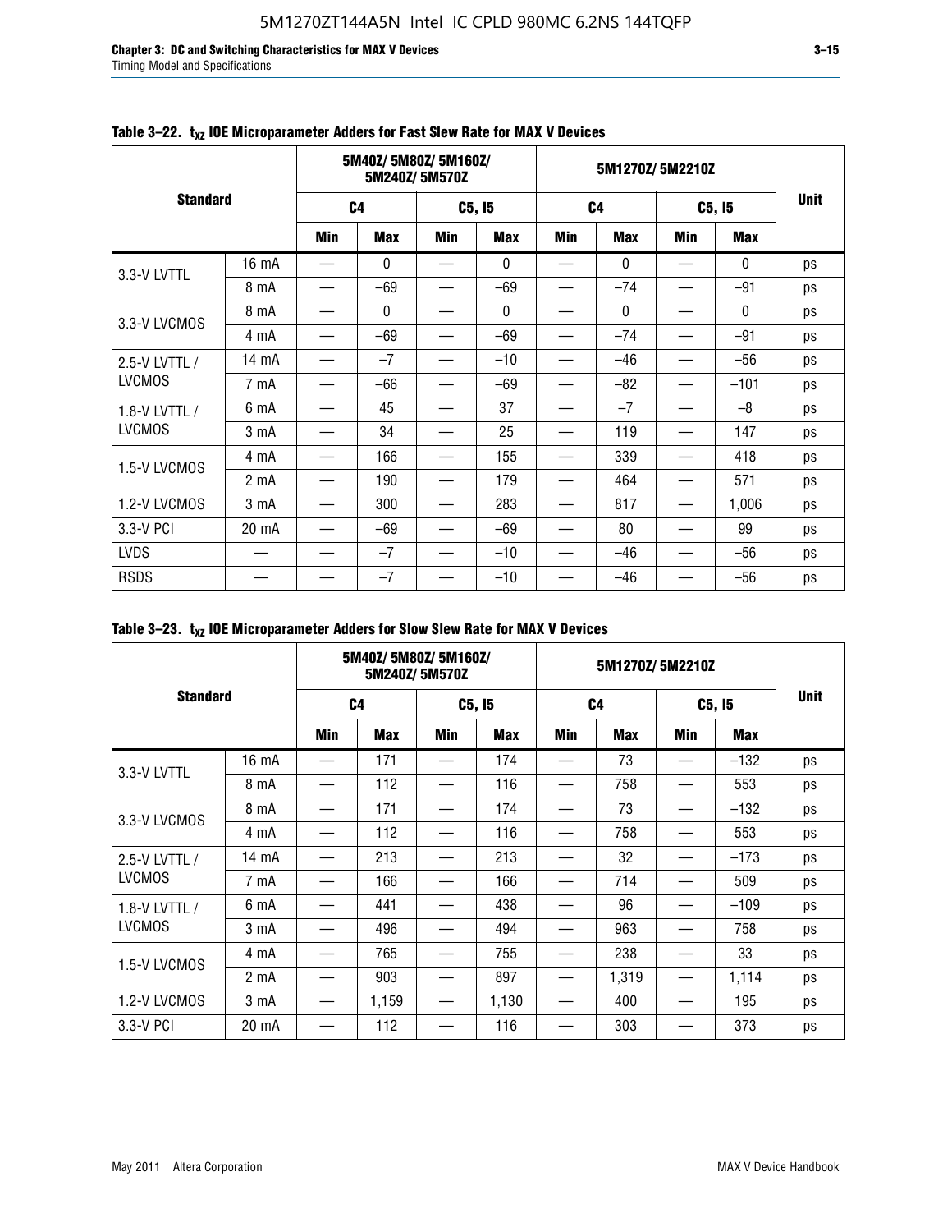**Table 3–22. $t_{XZ}$ IOE Microparameter Adders for Fast Slew Rate for MAX V Devices**

| Standard | | 5M40Z/ 5M80Z/ 5M160Z/ 5M240Z/ 5M570Z | | | | 5M1270Z/ 5M2210Z | | | | Unit |
|---|---|---|---|---|---|---|---|---|---|---|
| | | C4 | | C5, I5 | | C4 | | C5, I5 | | |
| | | Min | Max | Min | Max | Min | Max | Min | Max | |
| 3.3-V LVTTL | 16 mA | — | 0 | — | 0 | — | 0 | — | 0 | ps |
| | 8 mA | — | –69 | — | –69 | — | –74 | — | –91 | ps |
| 3.3-V LVCMOS | 8 mA | — | 0 | — | 0 | — | 0 | — | 0 | ps |
| | 4 mA | — | –69 | — | –69 | — | –74 | — | –91 | ps |
| 2.5-V LVTTL / LVCMOS | 14 mA | — | –7 | — | –10 | — | –46 | — | –56 | ps |
| | 7 mA | — | –66 | — | –69 | — | –82 | — | –101 | ps |
| 1.8-V LVTTL / LVCMOS | 6 mA | — | 45 | — | 37 | — | –7 | — | –8 | ps |
| | 3 mA | — | 34 | — | 25 | — | 119 | — | 147 | ps |
| 1.5-V LVCMOS | 4 mA | — | 166 | — | 155 | — | 339 | — | 418 | ps |
| | 2 mA | — | 190 | — | 179 | — | 464 | — | 571 | ps |
| 1.2-V LVCMOS | 3 mA | — | 300 | — | 283 | — | 817 | — | 1,006 | ps |
| 3.3-V PCI | 20 mA | — | –69 | — | –69 | — | 80 | — | 99 | ps |
| LVDS | — | — | –7 | — | –10 | — | –46 | — | –56 | ps |
| RSDS | — | — | –7 | — | –10 | — | –46 | — | –56 | ps |

**Table 3–23. $t_{XZ}$ IOE Microparameter Adders for Slow Slew Rate for MAX V Devices**

| Standard | | 5M40Z/ 5M80Z/ 5M160Z/ 5M240Z/ 5M570Z | | | | 5M1270Z/ 5M2210Z | | | | Unit |
|---|---|---|---|---|---|---|---|---|---|---|
| | | C4 | | C5, I5 | | C4 | | C5, I5 | | |
| | | Min | Max | Min | Max | Min | Max | Min | Max | |
| 3.3-V LVTTL | 16 mA | — | 171 | — | 174 | — | 73 | — | –132 | ps |
| | 8 mA | — | 112 | — | 116 | — | 758 | — | 553 | ps |
| 3.3-V LVCMOS | 8 mA | — | 171 | — | 174 | — | 73 | — | –132 | ps |
| | 4 mA | — | 112 | — | 116 | — | 758 | — | 553 | ps |
| 2.5-V LVTTL / LVCMOS | 14 mA | — | 213 | — | 213 | — | 32 | — | –173 | ps |
| | 7 mA | — | 166 | — | 166 | — | 714 | — | 509 | ps |
| 1.8-V LVTTL / LVCMOS | 6 mA | — | 441 | — | 438 | — | 96 | — | –109 | ps |
| | 3 mA | — | 496 | — | 494 | — | 963 | — | 758 | ps |
| 1.5-V LVCMOS | 4 mA | — | 765 | — | 755 | — | 238 | — | 33 | ps |
| | 2 mA | — | 903 | — | 897 | — | 1,319 | — | 1,114 | ps |
| 1.2-V LVCMOS | 3 mA | — | 1,159 | — | 1,130 | — | 400 | — | 195 | ps |
| 3.3-V PCI | 20 mA | — | 112 | — | 116 | — | 303 | — | 373 | ps |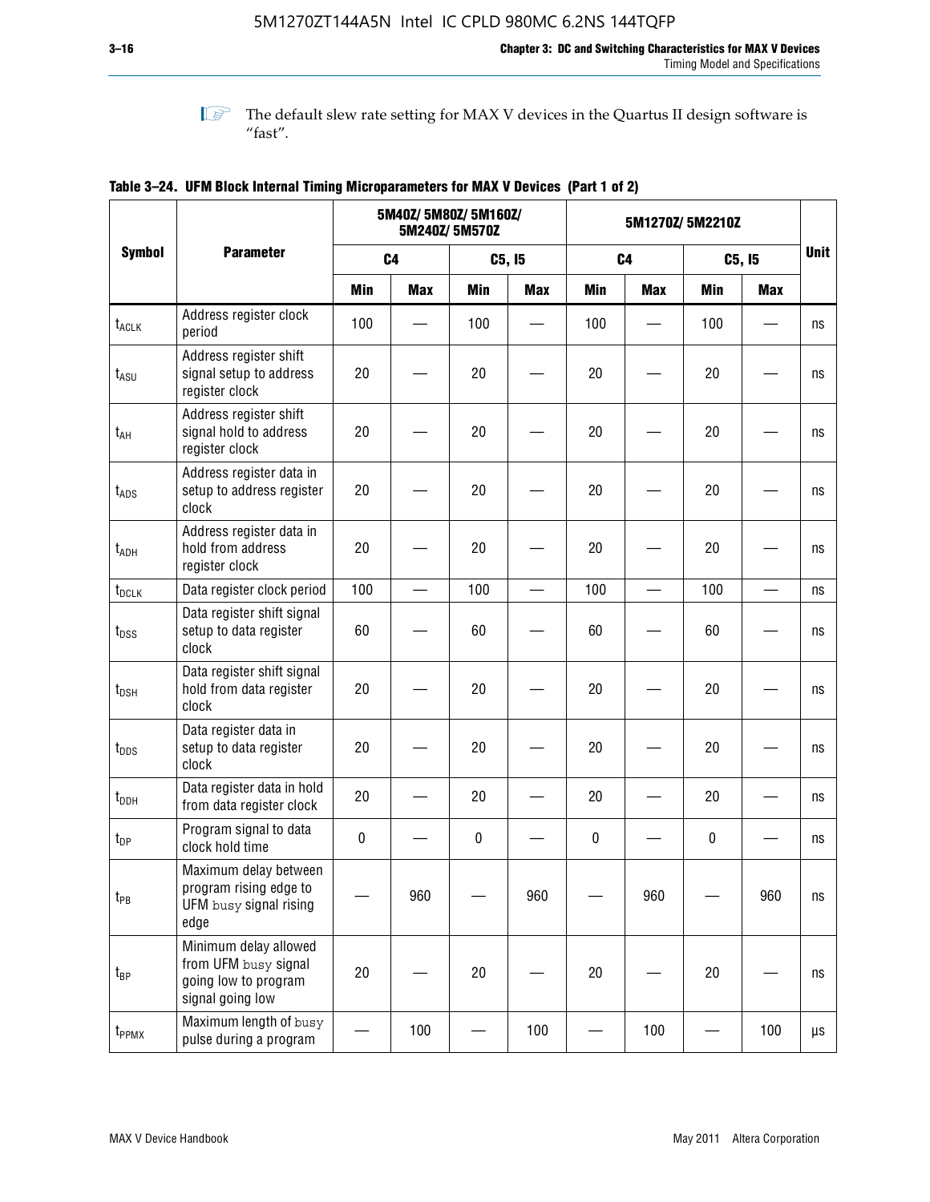The default slew rate setting for MAX V devices in the Quartus II design software is "fast".

**Table 3–24. UFM Block Internal Timing Microparameters for MAX V Devices (Part 1 of 2)**

| Symbol | Parameter | 5M40Z/ 5M80Z/ 5M160Z/ 5M240Z/ 5M570Z | | | | 5M1270Z/ 5M2210Z | | | | Unit |
|---|---|---|---|---|---|---|---|---|---|---|
| | | C4 | | C5, I5 | | C4 | | C5, I5 | | |
| | | Min | Max | Min | Max | Min | Max | Min | Max | |
| $t_{ACLK}$ | Address register clock period | 100 | — | 100 | — | 100 | — | 100 | — | ns |
| $t_{ASU}$ | Address register shift signal setup to address register clock | 20 | — | 20 | — | 20 | — | 20 | — | ns |
| $t_{AH}$ | Address register shift signal hold to address register clock | 20 | — | 20 | — | 20 | — | 20 | — | ns |
| $t_{ADS}$ | Address register data in setup to address register clock | 20 | — | 20 | — | 20 | — | 20 | — | ns |
| $t_{ADH}$ | Address register data in hold from address register clock | 20 | — | 20 | — | 20 | — | 20 | — | ns |
| $t_{DCLK}$ | Data register clock period | 100 | — | 100 | — | 100 | — | 100 | — | ns |
| $t_{DSS}$ | Data register shift signal setup to data register clock | 60 | — | 60 | — | 60 | — | 60 | — | ns |
| $t_{DSH}$ | Data register shift signal hold from data register clock | 20 | — | 20 | — | 20 | — | 20 | — | ns |
| $t_{DDS}$ | Data register data in setup to data register clock | 20 | — | 20 | — | 20 | — | 20 | — | ns |
| $t_{DDH}$ | Data register data in hold from data register clock | 20 | — | 20 | — | 20 | — | 20 | — | ns |
| $t_{DP}$ | Program signal to data clock hold time | 0 | — | 0 | — | 0 | — | 0 | — | ns |
| $t_{PB}$ | Maximum delay between program rising edge to UFM `busy` signal rising edge | — | 960 | — | 960 | — | 960 | — | 960 | ns |
| $t_{BP}$ | Minimum delay allowed from UFM `busy` signal going low to program signal going low | 20 | — | 20 | — | 20 | — | 20 | — | ns |
| $t_{PPMX}$ | Maximum length of `busy` pulse during a program | — | 100 | — | 100 | — | 100 | — | 100 | µs |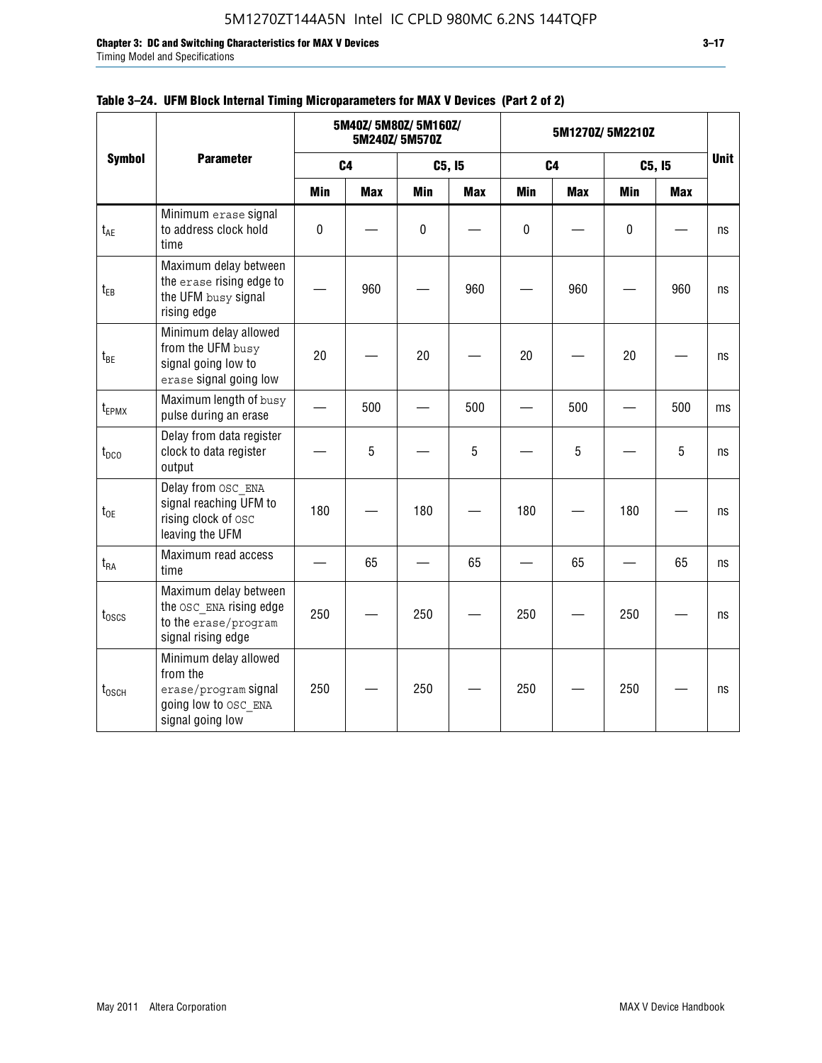**Table 3–24. UFM Block Internal Timing Microparameters for MAX V Devices (Part 2 of 2)**

| Symbol | Parameter | 5M40Z/ 5M80Z/ 5M160Z/ 5M240Z/ 5M570Z | | | | 5M1270Z/ 5M2210Z | | | | Unit |
|---|---|---|---|---|---|---|---|---|---|---|
| | | C4 | | C5, I5 | | C4 | | C5, I5 | | |
| | | Min | Max | Min | Max | Min | Max | Min | Max | |
| $t_{AE}$ | Minimum erase signal to address clock hold time | 0 | — | 0 | — | 0 | — | 0 | — | ns |
| $t_{EB}$ | Maximum delay between the erase rising edge to the UFM busy signal rising edge | — | 960 | — | 960 | — | 960 | — | 960 | ns |
| $t_{BE}$ | Minimum delay allowed from the UFM busy signal going low to erase signal going low | 20 | — | 20 | — | 20 | — | 20 | — | ns |
| $t_{EPMX}$ | Maximum length of busy pulse during an erase | — | 500 | — | 500 | — | 500 | — | 500 | ms |
| $t_{DCO}$ | Delay from data register clock to data register output | — | 5 | — | 5 | — | 5 | — | 5 | ns |
| $t_{OE}$ | Delay from OSC_ENA signal reaching UFM to rising clock of OSC leaving the UFM | 180 | — | 180 | — | 180 | — | 180 | — | ns |
| $t_{RA}$ | Maximum read access time | — | 65 | — | 65 | — | 65 | — | 65 | ns |
| $t_{OSCS}$ | Maximum delay between the OSC_ENA rising edge to the erase/program signal rising edge | 250 | — | 250 | — | 250 | — | 250 | — | ns |
| $t_{OSCH}$ | Minimum delay allowed from the erase/program signal going low to OSC_ENA signal going low | 250 | — | 250 | — | 250 | — | 250 | — | ns |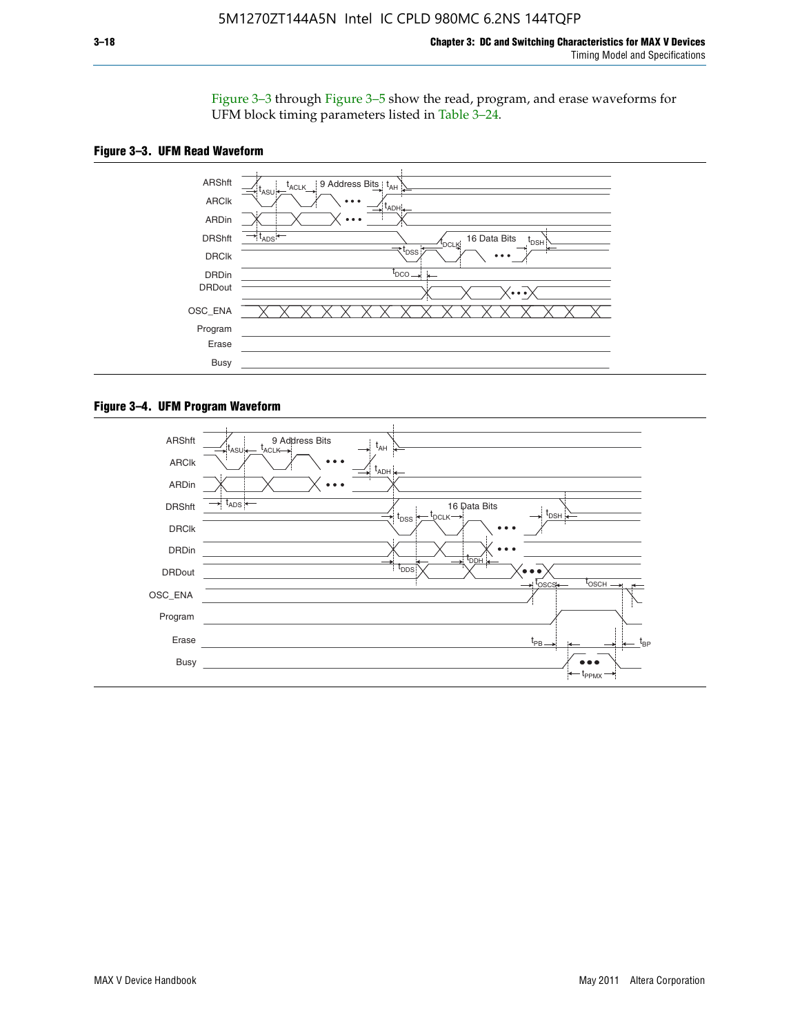Figure 3–3 through Figure 3–5 show the read, program, and erase waveforms for UFM block timing parameters listed in Table 3–24.

**Figure 3–3. UFM Read Waveform**

**Figure 3–4. UFM Program Waveform**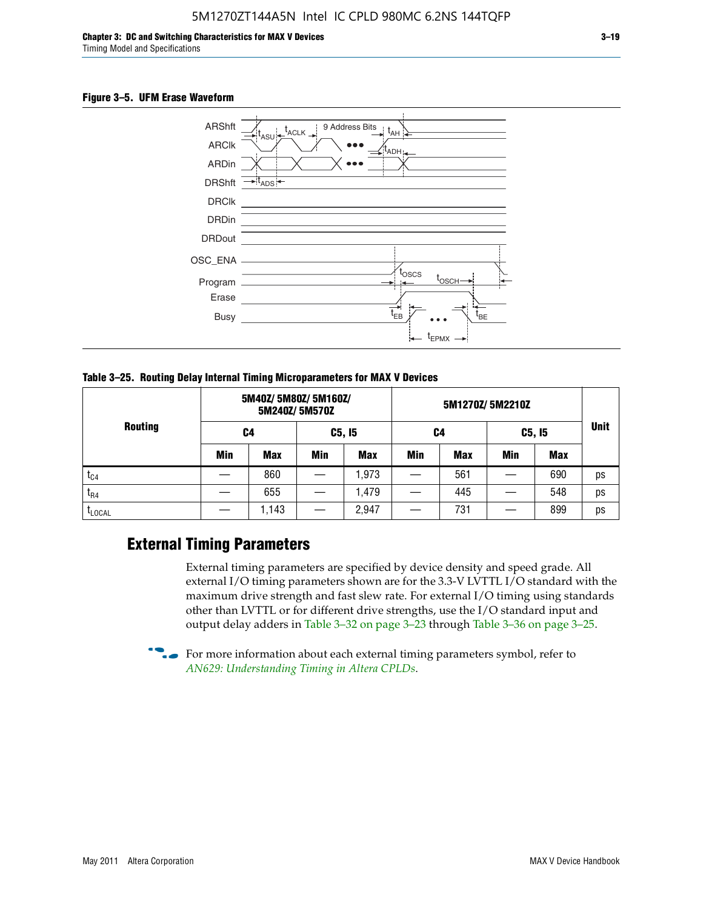**Figure 3–5. UFM Erase Waveform**

**Table 3–25. Routing Delay Internal Timing Microparameters for MAX V Devices**

| Routing | 5M40Z/ 5M80Z/ 5M160Z/ 5M240Z/ 5M570Z | | | | 5M1270Z/ 5M2210Z | | | | Unit |
|---|---|---|---|---|---|---|---|---|---|
| | C4 | | C5, I5 | | C4 | | C5, I5 | | |
| | Min | Max | Min | Max | Min | Max | Min | Max | |
| $t_{C4}$ | — | 860 | — | 1,973 | — | 561 | — | 690 | ps |
| $t_{R4}$ | — | 655 | — | 1,479 | — | 445 | — | 548 | ps |
| $t_{LOCAL}$ | — | 1,143 | — | 2,947 | — | 731 | — | 899 | ps |

## External Timing Parameters

External timing parameters are specified by device density and speed grade. All external I/O timing parameters shown are for the 3.3-V LVTTL I/O standard with the maximum drive strength and fast slew rate. For external I/O timing using standards other than LVTTL or for different drive strengths, use the I/O standard input and output delay adders in Table 3–32 on page 3–23 through Table 3–36 on page 3–25.

For more information about each external timing parameters symbol, refer to *AN629: Understanding Timing in Altera CPLDs*.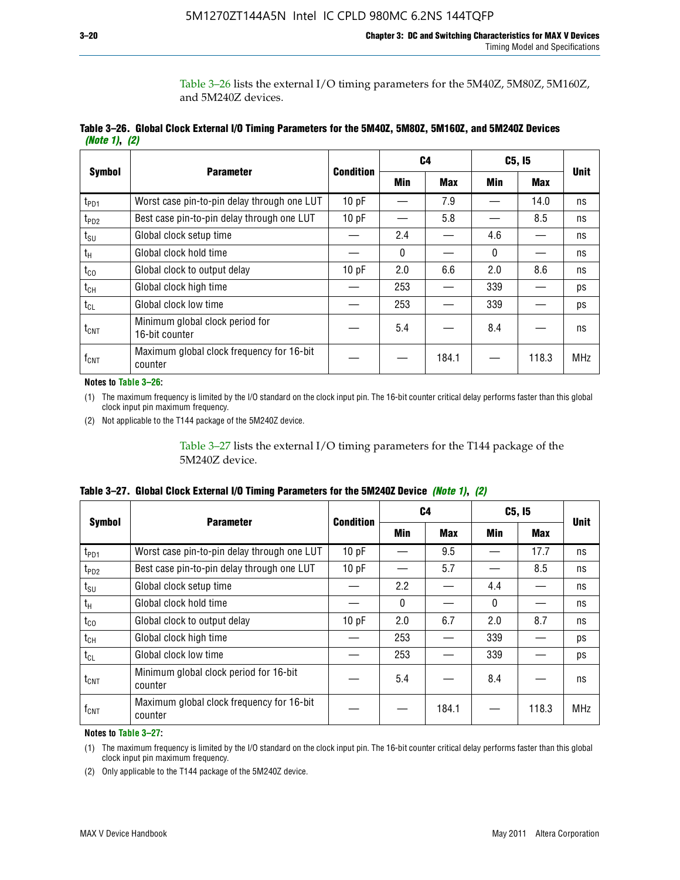Table 3–26 lists the external I/O timing parameters for the 5M40Z, 5M80Z, 5M160Z, and 5M240Z devices.

**Table 3–26. Global Clock External I/O Timing Parameters for the 5M40Z, 5M80Z, 5M160Z, and 5M240Z Devices** *(Note 1), (2)*

| Symbol | Parameter | Condition | C4 | | C5, I5 | | Unit |
|---|---|---|---|---|---|---|---|
| | | | Min | Max | Min | Max | |
| $t_{PD1}$ | Worst case pin-to-pin delay through one LUT | 10 pF | — | 7.9 | — | 14.0 | ns |
| $t_{PD2}$ | Best case pin-to-pin delay through one LUT | 10 pF | — | 5.8 | — | 8.5 | ns |
| $t_{SU}$ | Global clock setup time | — | 2.4 | — | 4.6 | — | ns |
| $t_H$ | Global clock hold time | — | 0 | — | 0 | — | ns |
| $t_{CO}$ | Global clock to output delay | 10 pF | 2.0 | 6.6 | 2.0 | 8.6 | ns |
| $t_{CH}$ | Global clock high time | — | 253 | — | 339 | — | ps |
| $t_{CL}$ | Global clock low time | — | 253 | — | 339 | — | ps |
| $t_{CNT}$ | Minimum global clock period for 16-bit counter | — | 5.4 | — | 8.4 | — | ns |
| $f_{CNT}$ | Maximum global clock frequency for 16-bit counter | — | — | 184.1 | — | 118.3 | MHz |

**Notes to Table 3–26:**

(1) The maximum frequency is limited by the I/O standard on the clock input pin. The 16-bit counter critical delay performs faster than this global clock input pin maximum frequency.

(2) Not applicable to the T144 package of the 5M240Z device.

Table 3–27 lists the external I/O timing parameters for the T144 package of the 5M240Z device.

**Table 3–27. Global Clock External I/O Timing Parameters for the 5M240Z Device** *(Note 1), (2)*

| Symbol | Parameter | Condition | C4 | | C5, I5 | | Unit |
|---|---|---|---|---|---|---|---|
| | | | Min | Max | Min | Max | |
| $t_{PD1}$ | Worst case pin-to-pin delay through one LUT | 10 pF | — | 9.5 | — | 17.7 | ns |
| $t_{PD2}$ | Best case pin-to-pin delay through one LUT | 10 pF | — | 5.7 | — | 8.5 | ns |
| $t_{SU}$ | Global clock setup time | — | 2.2 | — | 4.4 | — | ns |
| $t_H$ | Global clock hold time | — | 0 | — | 0 | — | ns |
| $t_{CO}$ | Global clock to output delay | 10 pF | 2.0 | 6.7 | 2.0 | 8.7 | ns |
| $t_{CH}$ | Global clock high time | — | 253 | — | 339 | — | ps |
| $t_{CL}$ | Global clock low time | — | 253 | — | 339 | — | ps |
| $t_{CNT}$ | Minimum global clock period for 16-bit counter | — | 5.4 | — | 8.4 | — | ns |
| $f_{CNT}$ | Maximum global clock frequency for 16-bit counter | — | — | 184.1 | — | 118.3 | MHz |

**Notes to Table 3–27:**

(1) The maximum frequency is limited by the I/O standard on the clock input pin. The 16-bit counter critical delay performs faster than this global clock input pin maximum frequency.

(2) Only applicable to the T144 package of the 5M240Z device.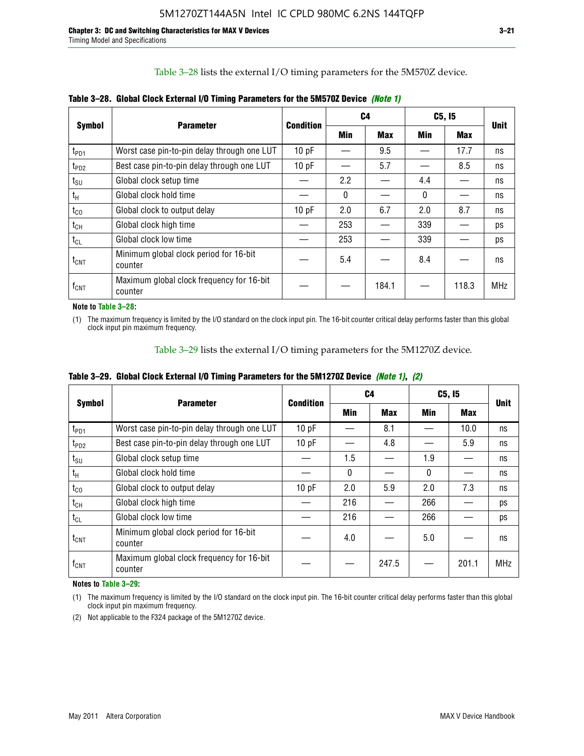Table 3–28 lists the external I/O timing parameters for the 5M570Z device.

**Table 3–28. Global Clock External I/O Timing Parameters for the 5M570Z Device *(Note 1)***

| Symbol | Parameter | Condition | C4 | | C5, I5 | | Unit |
|---|---|---|---|---|---|---|---|
| | | | Min | Max | Min | Max | |
| $t_{PD1}$ | Worst case pin-to-pin delay through one LUT | 10 pF | — | 9.5 | — | 17.7 | ns |
| $t_{PD2}$ | Best case pin-to-pin delay through one LUT | 10 pF | — | 5.7 | — | 8.5 | ns |
| $t_{SU}$ | Global clock setup time | — | 2.2 | — | 4.4 | — | ns |
| $t_H$ | Global clock hold time | — | 0 | — | 0 | — | ns |
| $t_{CO}$ | Global clock to output delay | 10 pF | 2.0 | 6.7 | 2.0 | 8.7 | ns |
| $t_{CH}$ | Global clock high time | — | 253 | — | 339 | — | ps |
| $t_{CL}$ | Global clock low time | — | 253 | — | 339 | — | ps |
| $t_{CNT}$ | Minimum global clock period for 16-bit counter | — | 5.4 | — | 8.4 | — | ns |
| $f_{CNT}$ | Maximum global clock frequency for 16-bit counter | — | — | 184.1 | — | 118.3 | MHz |

**Note to Table 3–28:**

(1) The maximum frequency is limited by the I/O standard on the clock input pin. The 16-bit counter critical delay performs faster than this global clock input pin maximum frequency.

Table 3–29 lists the external I/O timing parameters for the 5M1270Z device.

**Table 3–29. Global Clock External I/O Timing Parameters for the 5M1270Z Device *(Note 1)*, *(2)***

| Symbol | Parameter | Condition | C4 | | C5, I5 | | Unit |
|---|---|---|---|---|---|---|---|
| | | | Min | Max | Min | Max | |
| $t_{PD1}$ | Worst case pin-to-pin delay through one LUT | 10 pF | — | 8.1 | — | 10.0 | ns |
| $t_{PD2}$ | Best case pin-to-pin delay through one LUT | 10 pF | — | 4.8 | — | 5.9 | ns |
| $t_{SU}$ | Global clock setup time | — | 1.5 | — | 1.9 | — | ns |
| $t_H$ | Global clock hold time | — | 0 | — | 0 | — | ns |
| $t_{CO}$ | Global clock to output delay | 10 pF | 2.0 | 5.9 | 2.0 | 7.3 | ns |
| $t_{CH}$ | Global clock high time | — | 216 | — | 266 | — | ps |
| $t_{CL}$ | Global clock low time | — | 216 | — | 266 | — | ps |
| $t_{CNT}$ | Minimum global clock period for 16-bit counter | — | 4.0 | — | 5.0 | — | ns |
| $f_{CNT}$ | Maximum global clock frequency for 16-bit counter | — | — | 247.5 | — | 201.1 | MHz |

**Notes to Table 3–29:**

(1) The maximum frequency is limited by the I/O standard on the clock input pin. The 16-bit counter critical delay performs faster than this global clock input pin maximum frequency.

(2) Not applicable to the F324 package of the 5M1270Z device.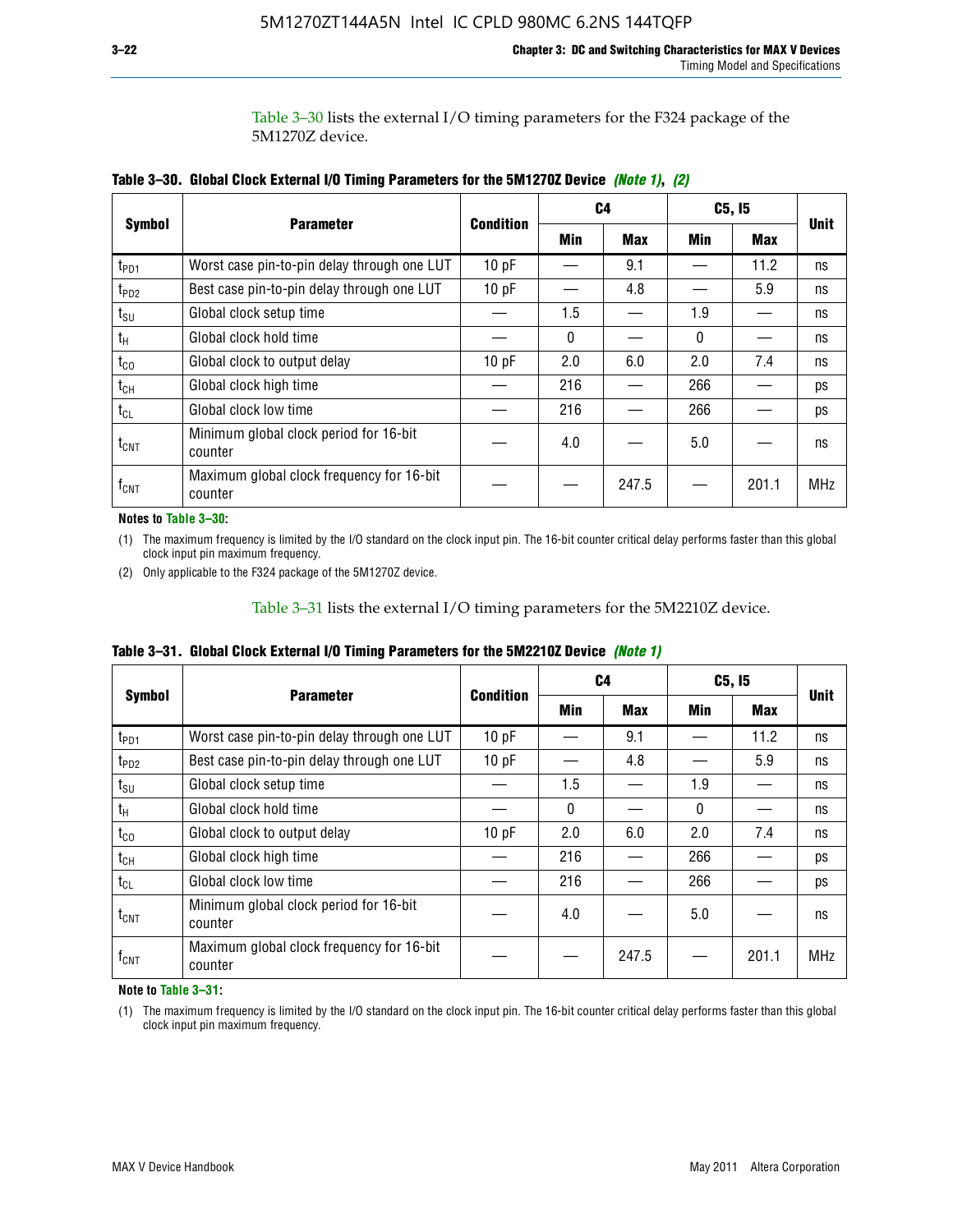Table 3–30 lists the external I/O timing parameters for the F324 package of the 5M1270Z device.

**Table 3–30. Global Clock External I/O Timing Parameters for the 5M1270Z Device *(Note 1)*, *(2)***

| Symbol | Parameter | Condition | C4 | | C5, I5 | | Unit |
|---|---|---|---|---|---|---|---|
| | | | Min | Max | Min | Max | |
| $t_{PD1}$ | Worst case pin-to-pin delay through one LUT | 10 pF | — | 9.1 | — | 11.2 | ns |
| $t_{PD2}$ | Best case pin-to-pin delay through one LUT | 10 pF | — | 4.8 | — | 5.9 | ns |
| $t_{SU}$ | Global clock setup time | — | 1.5 | — | 1.9 | — | ns |
| $t_H$ | Global clock hold time | — | 0 | — | 0 | — | ns |
| $t_{CO}$ | Global clock to output delay | 10 pF | 2.0 | 6.0 | 2.0 | 7.4 | ns |
| $t_{CH}$ | Global clock high time | — | 216 | — | 266 | — | ps |
| $t_{CL}$ | Global clock low time | — | 216 | — | 266 | — | ps |
| $t_{CNT}$ | Minimum global clock period for 16-bit counter | — | 4.0 | — | 5.0 | — | ns |
| $f_{CNT}$ | Maximum global clock frequency for 16-bit counter | — | — | 247.5 | — | 201.1 | MHz |

**Notes to Table 3–30:**

(1) The maximum frequency is limited by the I/O standard on the clock input pin. The 16-bit counter critical delay performs faster than this global clock input pin maximum frequency.

(2) Only applicable to the F324 package of the 5M1270Z device.

Table 3–31 lists the external I/O timing parameters for the 5M2210Z device.

**Table 3–31. Global Clock External I/O Timing Parameters for the 5M2210Z Device *(Note 1)***

| Symbol | Parameter | Condition | C4 | | C5, I5 | | Unit |
|---|---|---|---|---|---|---|---|
| | | | Min | Max | Min | Max | |
| $t_{PD1}$ | Worst case pin-to-pin delay through one LUT | 10 pF | — | 9.1 | — | 11.2 | ns |
| $t_{PD2}$ | Best case pin-to-pin delay through one LUT | 10 pF | — | 4.8 | — | 5.9 | ns |
| $t_{SU}$ | Global clock setup time | — | 1.5 | — | 1.9 | — | ns |
| $t_H$ | Global clock hold time | — | 0 | — | 0 | — | ns |
| $t_{CO}$ | Global clock to output delay | 10 pF | 2.0 | 6.0 | 2.0 | 7.4 | ns |
| $t_{CH}$ | Global clock high time | — | 216 | — | 266 | — | ps |
| $t_{CL}$ | Global clock low time | — | 216 | — | 266 | — | ps |
| $t_{CNT}$ | Minimum global clock period for 16-bit counter | — | 4.0 | — | 5.0 | — | ns |
| $f_{CNT}$ | Maximum global clock frequency for 16-bit counter | — | — | 247.5 | — | 201.1 | MHz |

**Note to Table 3–31:**

(1) The maximum frequency is limited by the I/O standard on the clock input pin. The 16-bit counter critical delay performs faster than this global clock input pin maximum frequency.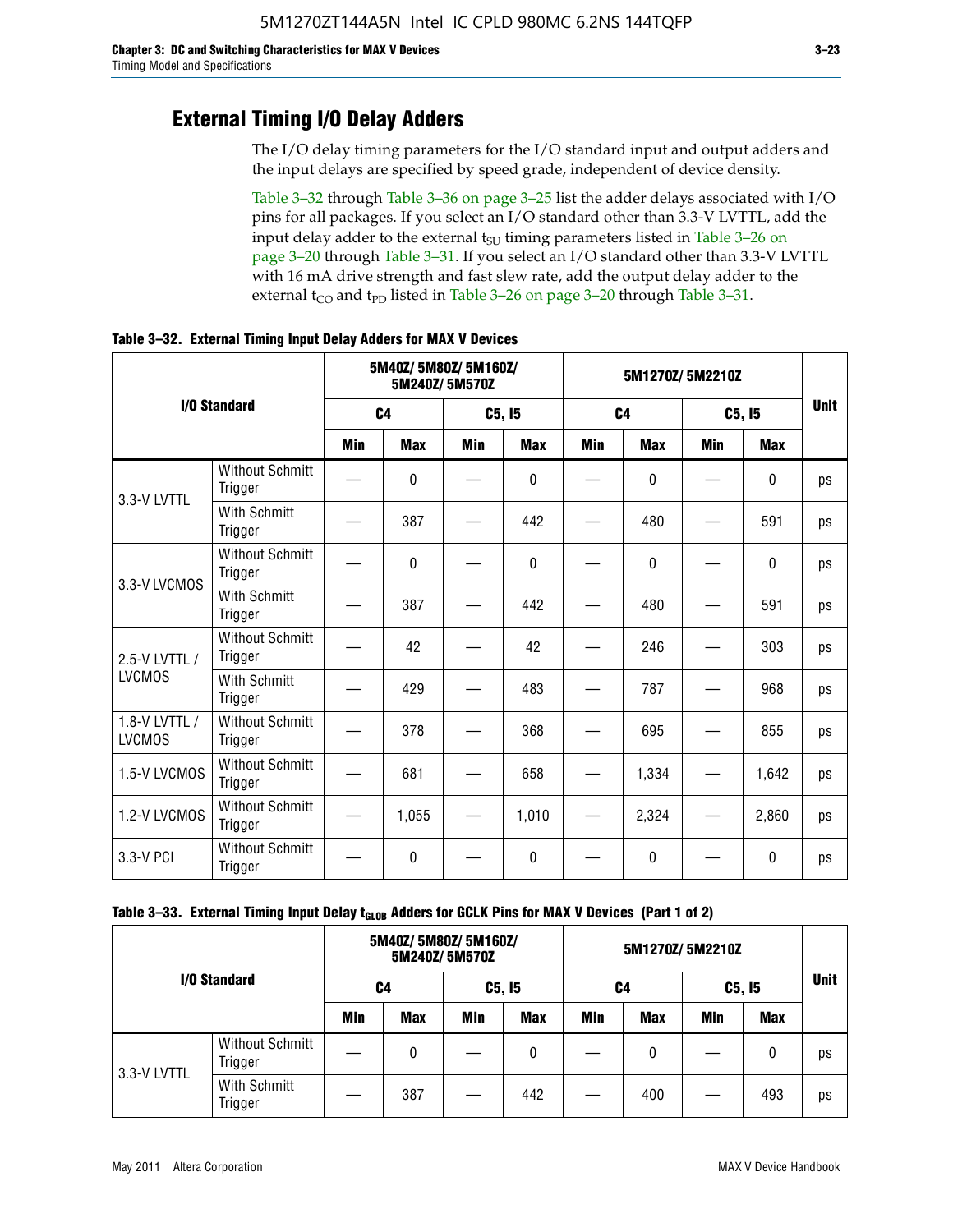## External Timing I/O Delay Adders

The I/O delay timing parameters for the I/O standard input and output adders and the input delays are specified by speed grade, independent of device density.

Table 3–32 through Table 3–36 on page 3–25 list the adder delays associated with I/O pins for all packages. If you select an I/O standard other than 3.3-V LVTTL, add the input delay adder to the external $t_{SU}$ timing parameters listed in Table 3–26 on page 3–20 through Table 3–31. If you select an I/O standard other than 3.3-V LVTTL with 16 mA drive strength and fast slew rate, add the output delay adder to the external $t_{CO}$ and $t_{PD}$ listed in Table 3–26 on page 3–20 through Table 3–31.

**Table 3–32. External Timing Input Delay Adders for MAX V Devices**

| I/O Standard | | 5M40Z/ 5M80Z/ 5M160Z/ 5M240Z/ 5M570Z | | | | 5M1270Z/ 5M2210Z | | | | Unit |
|---|---|---|---|---|---|---|---|---|---|---|
| | | C4 | | C5, I5 | | C4 | | C5, I5 | | |
| | | Min | Max | Min | Max | Min | Max | Min | Max | |
| 3.3-V LVTTL | Without Schmitt Trigger | — | 0 | — | 0 | — | 0 | — | 0 | ps |
| | With Schmitt Trigger | — | 387 | — | 442 | — | 480 | — | 591 | ps |
| 3.3-V LVCMOS | Without Schmitt Trigger | — | 0 | — | 0 | — | 0 | — | 0 | ps |
| | With Schmitt Trigger | — | 387 | — | 442 | — | 480 | — | 591 | ps |
| 2.5-V LVTTL / LVCMOS | Without Schmitt Trigger | — | 42 | — | 42 | — | 246 | — | 303 | ps |
| | With Schmitt Trigger | — | 429 | — | 483 | — | 787 | — | 968 | ps |
| 1.8-V LVTTL / LVCMOS | Without Schmitt Trigger | — | 378 | — | 368 | — | 695 | — | 855 | ps |
| 1.5-V LVCMOS | Without Schmitt Trigger | — | 681 | — | 658 | — | 1,334 | — | 1,642 | ps |
| 1.2-V LVCMOS | Without Schmitt Trigger | — | 1,055 | — | 1,010 | — | 2,324 | — | 2,860 | ps |
| 3.3-V PCI | Without Schmitt Trigger | — | 0 | — | 0 | — | 0 | — | 0 | ps |

**Table 3–33. External Timing Input Delay $t_{GLOB}$ Adders for GCLK Pins for MAX V Devices (Part 1 of 2)**

| I/O Standard | | 5M40Z/ 5M80Z/ 5M160Z/ 5M240Z/ 5M570Z | | | | 5M1270Z/ 5M2210Z | | | | Unit |
|---|---|---|---|---|---|---|---|---|---|---|
| | | C4 | | C5, I5 | | C4 | | C5, I5 | | |
| | | Min | Max | Min | Max | Min | Max | Min | Max | |
| 3.3-V LVTTL | Without Schmitt Trigger | — | 0 | — | 0 | — | 0 | — | 0 | ps |
| | With Schmitt Trigger | — | 387 | — | 442 | — | 400 | — | 493 | ps |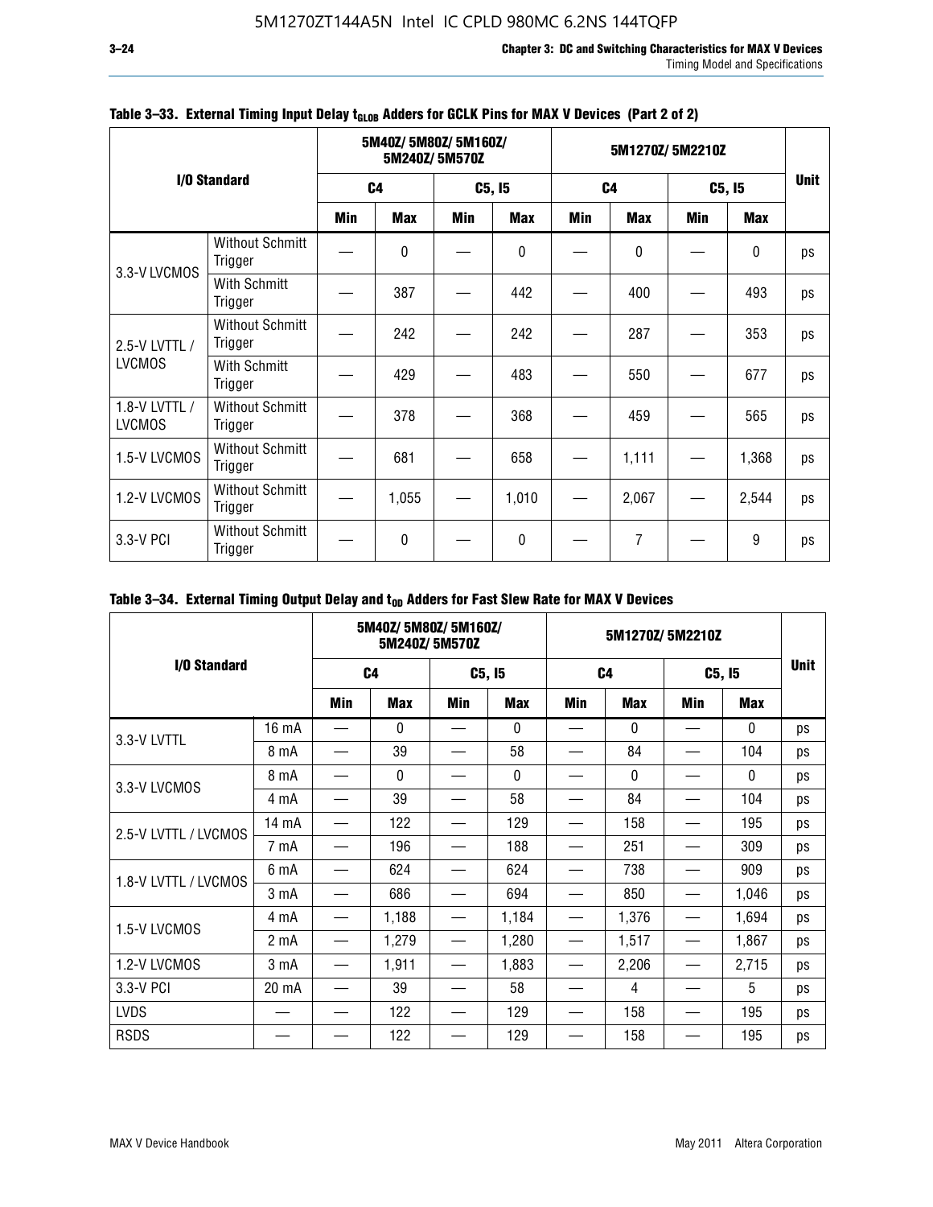**Table 3–33. External Timing Input Delay $t_{GLOB}$ Adders for GCLK Pins for MAX V Devices (Part 2 of 2)**

| I/O Standard | | 5M40Z/ 5M80Z/ 5M160Z/ 5M240Z/ 5M570Z | | | | 5M1270Z/ 5M2210Z | | | | Unit |
|---|---|---|---|---|---|---|---|---|---|---|
| | | C4 | | C5, I5 | | C4 | | C5, I5 | | |
| | | Min | Max | Min | Max | Min | Max | Min | Max | |
| 3.3-V LVCMOS | Without Schmitt Trigger | — | 0 | — | 0 | — | 0 | — | 0 | ps |
| | With Schmitt Trigger | — | 387 | — | 442 | — | 400 | — | 493 | ps |
| 2.5-V LVTTL / LVCMOS | Without Schmitt Trigger | — | 242 | — | 242 | — | 287 | — | 353 | ps |
| | With Schmitt Trigger | — | 429 | — | 483 | — | 550 | — | 677 | ps |
| 1.8-V LVTTL / LVCMOS | Without Schmitt Trigger | — | 378 | — | 368 | — | 459 | — | 565 | ps |
| 1.5-V LVCMOS | Without Schmitt Trigger | — | 681 | — | 658 | — | 1,111 | — | 1,368 | ps |
| 1.2-V LVCMOS | Without Schmitt Trigger | — | 1,055 | — | 1,010 | — | 2,067 | — | 2,544 | ps |
| 3.3-V PCI | Without Schmitt Trigger | — | 0 | — | 0 | — | 7 | — | 9 | ps |

**Table 3–34. External Timing Output Delay and $t_{OD}$ Adders for Fast Slew Rate for MAX V Devices**

| I/O Standard | | 5M40Z/ 5M80Z/ 5M160Z/ 5M240Z/ 5M570Z | | | | 5M1270Z/ 5M2210Z | | | | Unit |
|---|---|---|---|---|---|---|---|---|---|---|
| | | C4 | | C5, I5 | | C4 | | C5, I5 | | |
| | | Min | Max | Min | Max | Min | Max | Min | Max | |
| 3.3-V LVTTL | 16 mA | — | 0 | — | 0 | — | 0 | — | 0 | ps |
| | 8 mA | — | 39 | — | 58 | — | 84 | — | 104 | ps |
| 3.3-V LVCMOS | 8 mA | — | 0 | — | 0 | — | 0 | — | 0 | ps |
| | 4 mA | — | 39 | — | 58 | — | 84 | — | 104 | ps |
| 2.5-V LVTTL / LVCMOS | 14 mA | — | 122 | — | 129 | — | 158 | — | 195 | ps |
| | 7 mA | — | 196 | — | 188 | — | 251 | — | 309 | ps |
| 1.8-V LVTTL / LVCMOS | 6 mA | — | 624 | — | 624 | — | 738 | — | 909 | ps |
| | 3 mA | — | 686 | — | 694 | — | 850 | — | 1,046 | ps |
| 1.5-V LVCMOS | 4 mA | — | 1,188 | — | 1,184 | — | 1,376 | — | 1,694 | ps |
| | 2 mA | — | 1,279 | — | 1,280 | — | 1,517 | — | 1,867 | ps |
| 1.2-V LVCMOS | 3 mA | — | 1,911 | — | 1,883 | — | 2,206 | — | 2,715 | ps |
| 3.3-V PCI | 20 mA | — | 39 | — | 58 | — | 4 | — | 5 | ps |
| LVDS | — | — | 122 | — | 129 | — | 158 | — | 195 | ps |
| RSDS | — | — | 122 | — | 129 | — | 158 | — | 195 | ps |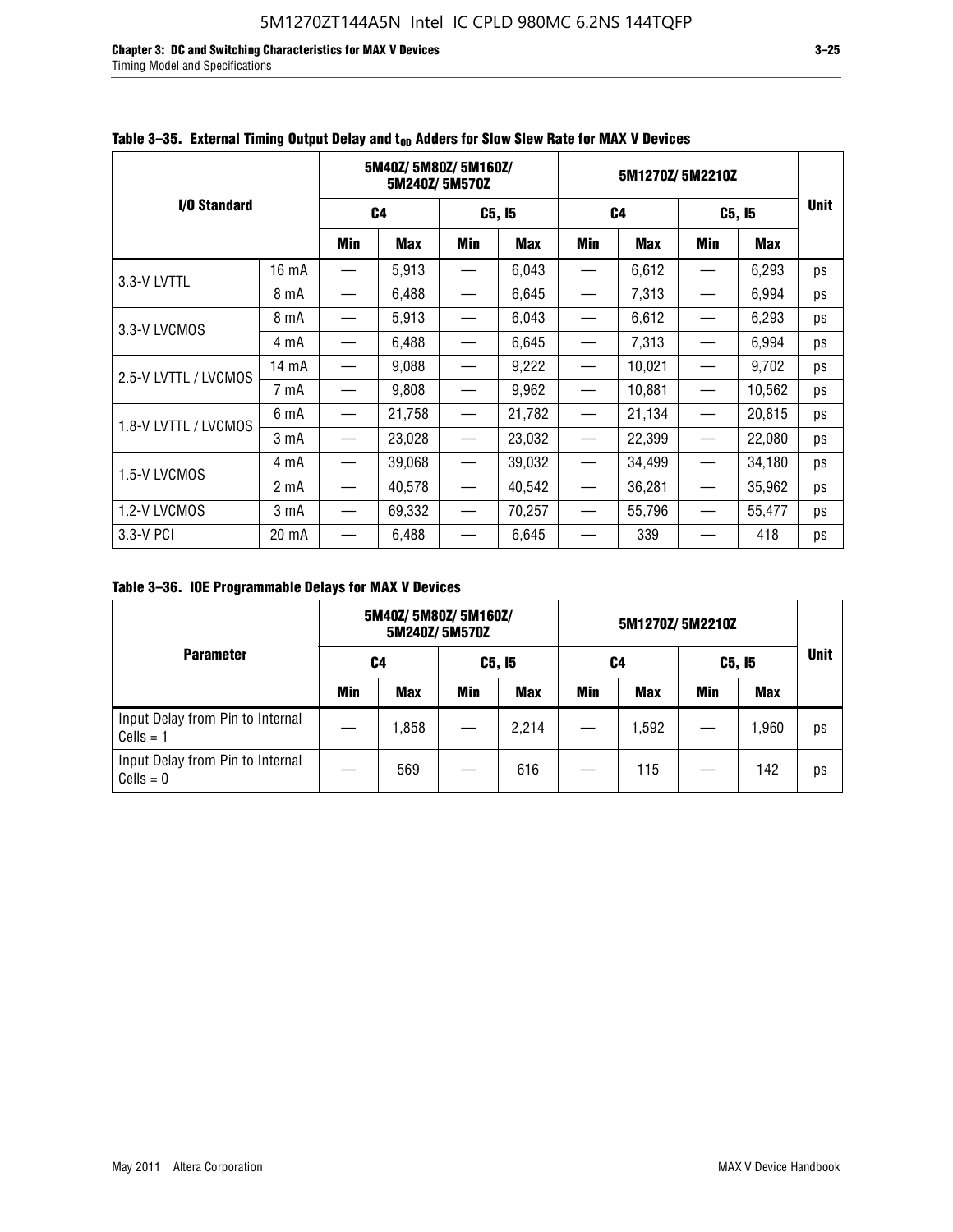**Table 3–35. External Timing Output Delay and $t_{OD}$ Adders for Slow Slew Rate for MAX V Devices**

| I/O Standard | | 5M40Z/ 5M80Z/ 5M160Z/ 5M240Z/ 5M570Z | | | | 5M1270Z/ 5M2210Z | | | | Unit |
|---|---|---|---|---|---|---|---|---|---|---|
| | | C4 | | C5, I5 | | C4 | | C5, I5 | | |
| | | Min | Max | Min | Max | Min | Max | Min | Max | |
| 3.3-V LVTTL | 16 mA | — | 5,913 | — | 6,043 | — | 6,612 | — | 6,293 | ps |
| | 8 mA | — | 6,488 | — | 6,645 | — | 7,313 | — | 6,994 | ps |
| 3.3-V LVCMOS | 8 mA | — | 5,913 | — | 6,043 | — | 6,612 | — | 6,293 | ps |
| | 4 mA | — | 6,488 | — | 6,645 | — | 7,313 | — | 6,994 | ps |
| 2.5-V LVTTL / LVCMOS | 14 mA | — | 9,088 | — | 9,222 | — | 10,021 | — | 9,702 | ps |
| | 7 mA | — | 9,808 | — | 9,962 | — | 10,881 | — | 10,562 | ps |
| 1.8-V LVTTL / LVCMOS | 6 mA | — | 21,758 | — | 21,782 | — | 21,134 | — | 20,815 | ps |
| | 3 mA | — | 23,028 | — | 23,032 | — | 22,399 | — | 22,080 | ps |
| 1.5-V LVCMOS | 4 mA | — | 39,068 | — | 39,032 | — | 34,499 | — | 34,180 | ps |
| | 2 mA | — | 40,578 | — | 40,542 | — | 36,281 | — | 35,962 | ps |
| 1.2-V LVCMOS | 3 mA | — | 69,332 | — | 70,257 | — | 55,796 | — | 55,477 | ps |
| 3.3-V PCI | 20 mA | — | 6,488 | — | 6,645 | — | 339 | — | 418 | ps |

**Table 3–36. IOE Programmable Delays for MAX V Devices**

| Parameter | 5M40Z/ 5M80Z/ 5M160Z/ 5M240Z/ 5M570Z | | | | 5M1270Z/ 5M2210Z | | | | Unit |
|---|---|---|---|---|---|---|---|---|---|
| | C4 | | C5, I5 | | C4 | | C5, I5 | | |
| | Min | Max | Min | Max | Min | Max | Min | Max | |
| Input Delay from Pin to Internal Cells = 1 | — | 1,858 | — | 2,214 | — | 1,592 | — | 1,960 | ps |
| Input Delay from Pin to Internal Cells = 0 | — | 569 | — | 616 | — | 115 | — | 142 | ps |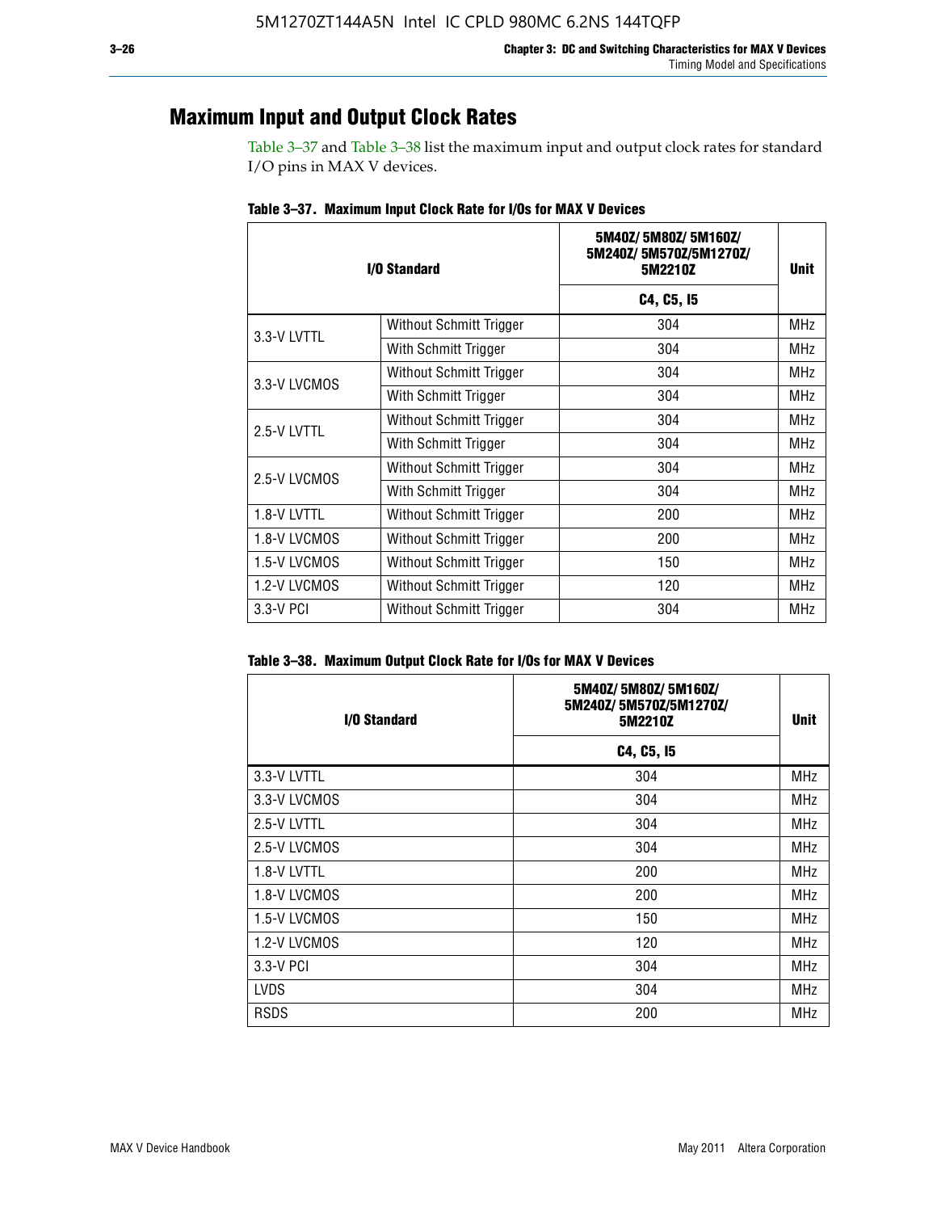## Maximum Input and Output Clock Rates

Table 3–37 and Table 3–38 list the maximum input and output clock rates for standard I/O pins in MAX V devices.

**Table 3–37. Maximum Input Clock Rate for I/Os for MAX V Devices**

| I/O Standard | | 5M40Z/ 5M80Z/ 5M160Z/ 5M240Z/ 5M570Z/5M1270Z/ 5M2210Z | Unit |
|---|---|---|---|
| | | C4, C5, I5 | |
| 3.3-V LVTTL | Without Schmitt Trigger | 304 | MHz |
| | With Schmitt Trigger | 304 | MHz |
| 3.3-V LVCMOS | Without Schmitt Trigger | 304 | MHz |
| | With Schmitt Trigger | 304 | MHz |
| 2.5-V LVTTL | Without Schmitt Trigger | 304 | MHz |
| | With Schmitt Trigger | 304 | MHz |
| 2.5-V LVCMOS | Without Schmitt Trigger | 304 | MHz |
| | With Schmitt Trigger | 304 | MHz |
| 1.8-V LVTTL | Without Schmitt Trigger | 200 | MHz |
| 1.8-V LVCMOS | Without Schmitt Trigger | 200 | MHz |
| 1.5-V LVCMOS | Without Schmitt Trigger | 150 | MHz |
| 1.2-V LVCMOS | Without Schmitt Trigger | 120 | MHz |
| 3.3-V PCI | Without Schmitt Trigger | 304 | MHz |

**Table 3–38. Maximum Output Clock Rate for I/Os for MAX V Devices**

| I/O Standard | 5M40Z/ 5M80Z/ 5M160Z/ 5M240Z/ 5M570Z/5M1270Z/ 5M2210Z | Unit |
|---|---|---|
| | C4, C5, I5 | |
| 3.3-V LVTTL | 304 | MHz |
| 3.3-V LVCMOS | 304 | MHz |
| 2.5-V LVTTL | 304 | MHz |
| 2.5-V LVCMOS | 304 | MHz |
| 1.8-V LVTTL | 200 | MHz |
| 1.8-V LVCMOS | 200 | MHz |
| 1.5-V LVCMOS | 150 | MHz |
| 1.2-V LVCMOS | 120 | MHz |
| 3.3-V PCI | 304 | MHz |
| LVDS | 304 | MHz |
| RSDS | 200 | MHz |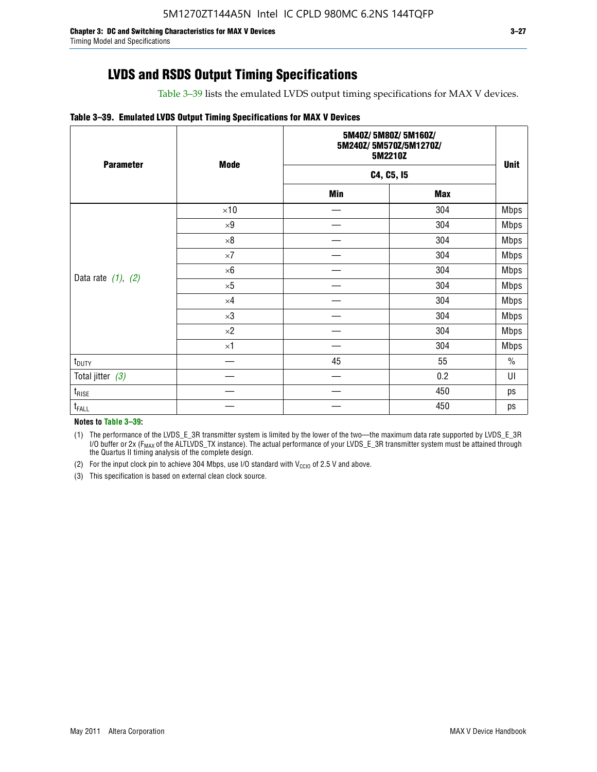## LVDS and RSDS Output Timing Specifications

Table 3–39 lists the emulated LVDS output timing specifications for MAX V devices.

**Table 3–39. Emulated LVDS Output Timing Specifications for MAX V Devices**

| Parameter | Mode | 5M40Z/ 5M80Z/ 5M160Z/ 5M240Z/ 5M570Z/5M1270Z/ 5M2210Z | | Unit |
|---|---|---|---|---|
| | | C4, C5, I5 | | |
| | | Min | Max | |
| Data rate (1), (2) | ×10 | — | 304 | Mbps |
| | ×9 | — | 304 | Mbps |
| | ×8 | — | 304 | Mbps |
| | ×7 | — | 304 | Mbps |
| | ×6 | — | 304 | Mbps |
| | ×5 | — | 304 | Mbps |
| | ×4 | — | 304 | Mbps |
| | ×3 | — | 304 | Mbps |
| | ×2 | — | 304 | Mbps |
| | ×1 | — | 304 | Mbps |
| $t_{DUTY}$ | — | 45 | 55 | % |
| Total jitter (3) | — | — | 0.2 | UI |
| $t_{RISE}$ | — | — | 450 | ps |
| $t_{FALL}$ | — | — | 450 | ps |

**Notes to Table 3–39:**

(1) The performance of the LVDS_E_3R transmitter system is limited by the lower of the two—the maximum data rate supported by LVDS_E_3R I/O buffer or 2x ($F_{MAX}$ of the ALTLVDS_TX instance). The actual performance of your LVDS_E_3R transmitter system must be attained through the Quartus II timing analysis of the complete design.

(2) For the input clock pin to achieve 304 Mbps, use I/O standard with $V_{CCIO}$ of 2.5 V and above.

(3) This specification is based on external clean clock source.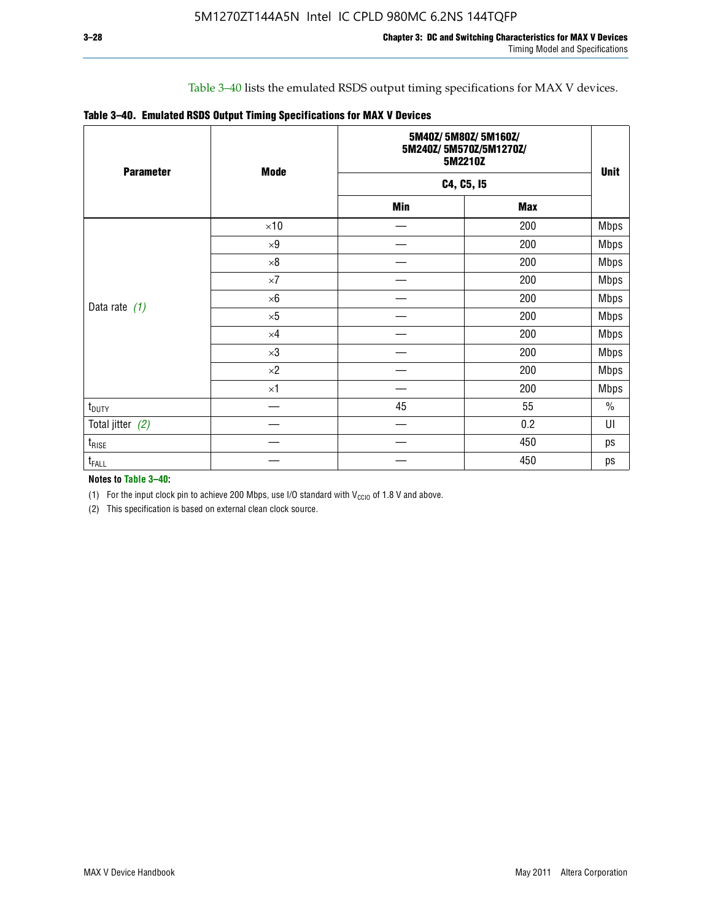Table 3–40 lists the emulated RSDS output timing specifications for MAX V devices.

**Table 3–40. Emulated RSDS Output Timing Specifications for MAX V Devices**

| Parameter | Mode | 5M40Z/ 5M80Z/ 5M160Z/ 5M240Z/ 5M570Z/5M1270Z/ 5M2210Z | | Unit |
|---|---|---|---|---|
| | | C4, C5, I5 | | |
| | | Min | Max | |
| Data rate (1) | ×10 | — | 200 | Mbps |
| | ×9 | — | 200 | Mbps |
| | ×8 | — | 200 | Mbps |
| | ×7 | — | 200 | Mbps |
| | ×6 | — | 200 | Mbps |
| | ×5 | — | 200 | Mbps |
| | ×4 | — | 200 | Mbps |
| | ×3 | — | 200 | Mbps |
| | ×2 | — | 200 | Mbps |
| | ×1 | — | 200 | Mbps |
| $t_{DUTY}$ | — | 45 | 55 | % |
| Total jitter (2) | — | — | 0.2 | UI |
| $t_{RISE}$ | — | — | 450 | ps |
| $t_{FALL}$ | — | — | 450 | ps |

**Notes to Table 3–40:**

(1) For the input clock pin to achieve 200 Mbps, use I/O standard with $V_{CCIO}$ of 1.8 V and above.

(2) This specification is based on external clean clock source.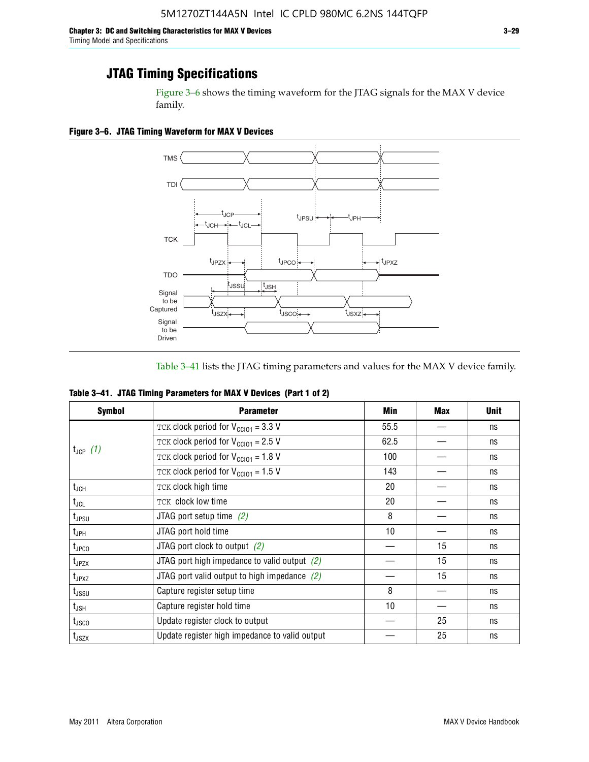## JTAG Timing Specifications

Figure 3–6 shows the timing waveform for the JTAG signals for the MAX V device family.

**Figure 3–6. JTAG Timing Waveform for MAX V Devices**

Table 3–41 lists the JTAG timing parameters and values for the MAX V device family.

**Table 3–41. JTAG Timing Parameters for MAX V Devices (Part 1 of 2)**

| Symbol | Parameter | Min | Max | Unit |
|---|---|---|---|---|
| $t_{JCP}$ *(1)* | TCK clock period for $V_{CCIO1}$ = 3.3 V | 55.5 | — | ns |
| | TCK clock period for $V_{CCIO1}$ = 2.5 V | 62.5 | — | ns |
| | TCK clock period for $V_{CCIO1}$ = 1.8 V | 100 | — | ns |
| | TCK clock period for $V_{CCIO1}$ = 1.5 V | 143 | — | ns |
| $t_{JCH}$ | TCK clock high time | 20 | — | ns |
| $t_{JCL}$ | TCK clock low time | 20 | — | ns |
| $t_{JPSU}$ | JTAG port setup time *(2)* | 8 | — | ns |
| $t_{JPH}$ | JTAG port hold time | 10 | — | ns |
| $t_{JPCO}$ | JTAG port clock to output *(2)* | — | 15 | ns |
| $t_{JPZX}$ | JTAG port high impedance to valid output *(2)* | — | 15 | ns |
| $t_{JPXZ}$ | JTAG port valid output to high impedance *(2)* | — | 15 | ns |
| $t_{JSSU}$ | Capture register setup time | 8 | — | ns |
| $t_{JSH}$ | Capture register hold time | 10 | — | ns |
| $t_{JSCO}$ | Update register clock to output | — | 25 | ns |
| $t_{JSZX}$ | Update register high impedance to valid output | — | 25 | ns |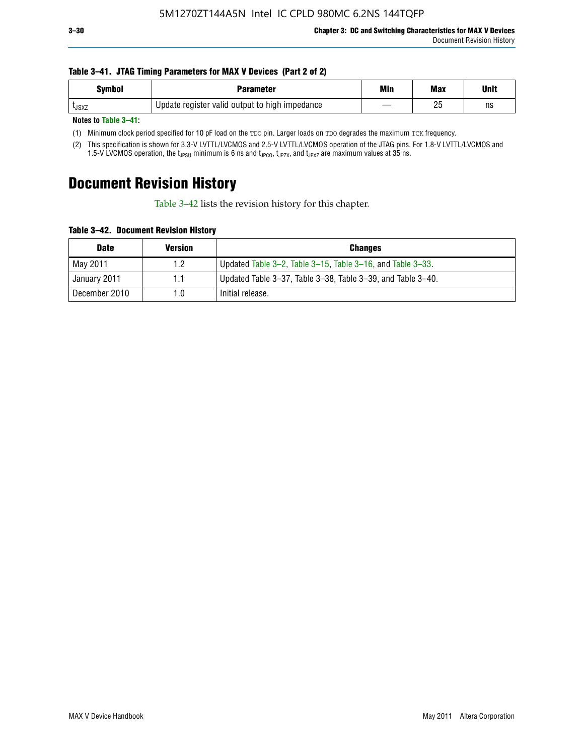**Table 3–41. JTAG Timing Parameters for MAX V Devices (Part 2 of 2)**

| Symbol | Parameter | Min | Max | Unit |
|---|---|---|---|---|
| $t_{JSXZ}$ | Update register valid output to high impedance | — | 25 | ns |

**Notes to Table 3–41:**

(1) Minimum clock period specified for 10 pF load on the TDO pin. Larger loads on TDO degrades the maximum TCK frequency.

(2) This specification is shown for 3.3-V LVTTL/LVCMOS and 2.5-V LVTTL/LVCMOS operation of the JTAG pins. For 1.8-V LVTTL/LVCMOS and 1.5-V LVCMOS operation, the $t_{JPSU}$ minimum is 6 ns and $t_{JPCO}$, $t_{JPZX}$, and $t_{JPXZ}$ are maximum values at 35 ns.

# Document Revision History

Table 3–42 lists the revision history for this chapter.

**Table 3–42. Document Revision History**

| Date | Version | Changes |
|---|---|---|
| May 2011 | 1.2 | Updated Table 3–2, Table 3–15, Table 3–16, and Table 3–33. |
| January 2011 | 1.1 | Updated Table 3–37, Table 3–38, Table 3–39, and Table 3–40. |
| December 2010 | 1.0 | Initial release. |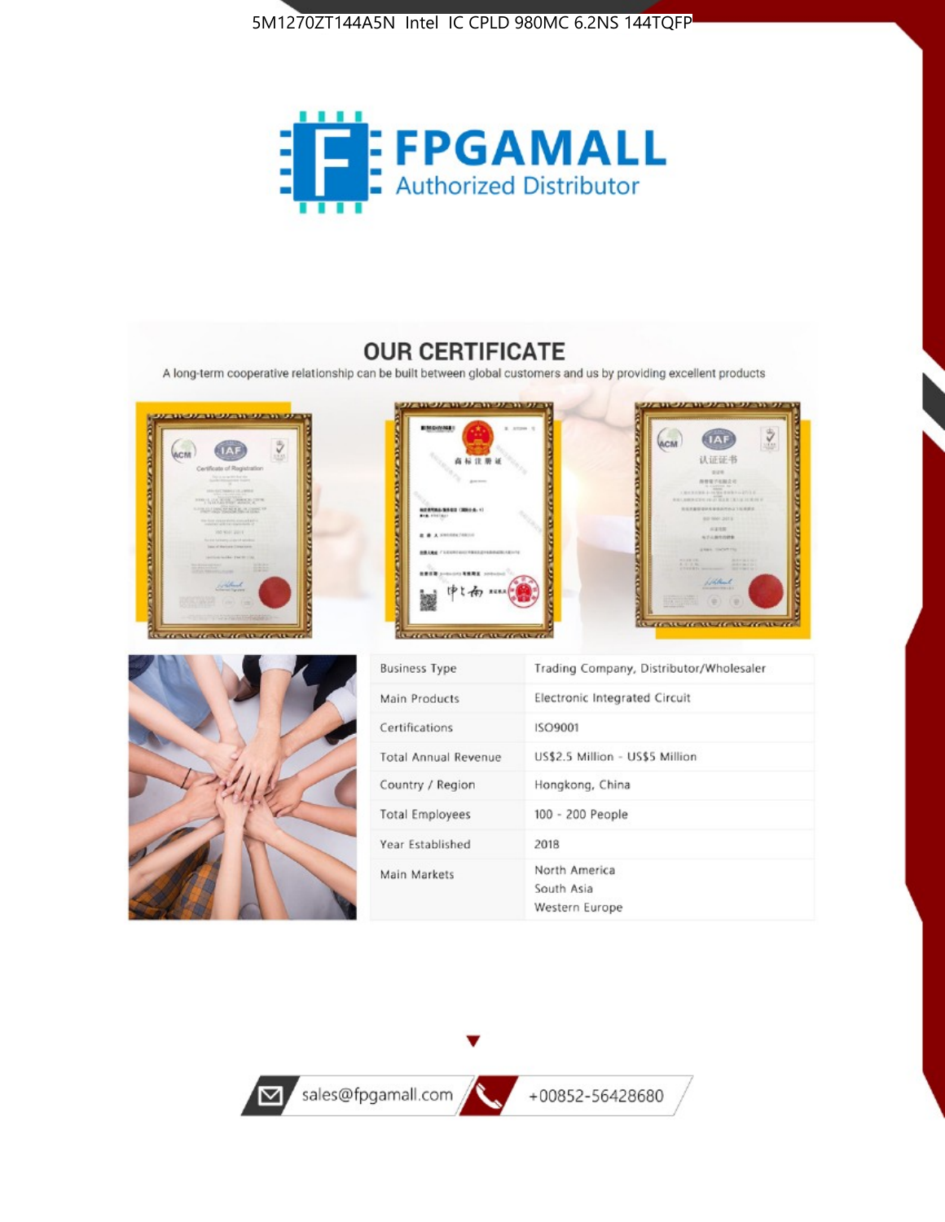FPGAMALL
Authorized Distributor

## OUR CERTIFICATE

A long-term cooperative relationship can be built between global customers and us by providing excellent products

| | |
|---|---|
| Business Type | Trading Company, Distributor/Wholesaler |
| Main Products | Electronic Integrated Circuit |
| Certifications | ISO9001 |
| Total Annual Revenue | US$2.5 Million - US$5 Million |
| Country / Region | Hongkong, China |
| Total Employees | 100 - 200 People |
| Year Established | 2018 |
| Main Markets | North America<br>South Asia<br>Western Europe |

sales@fpgamall.com

+00852-56428680